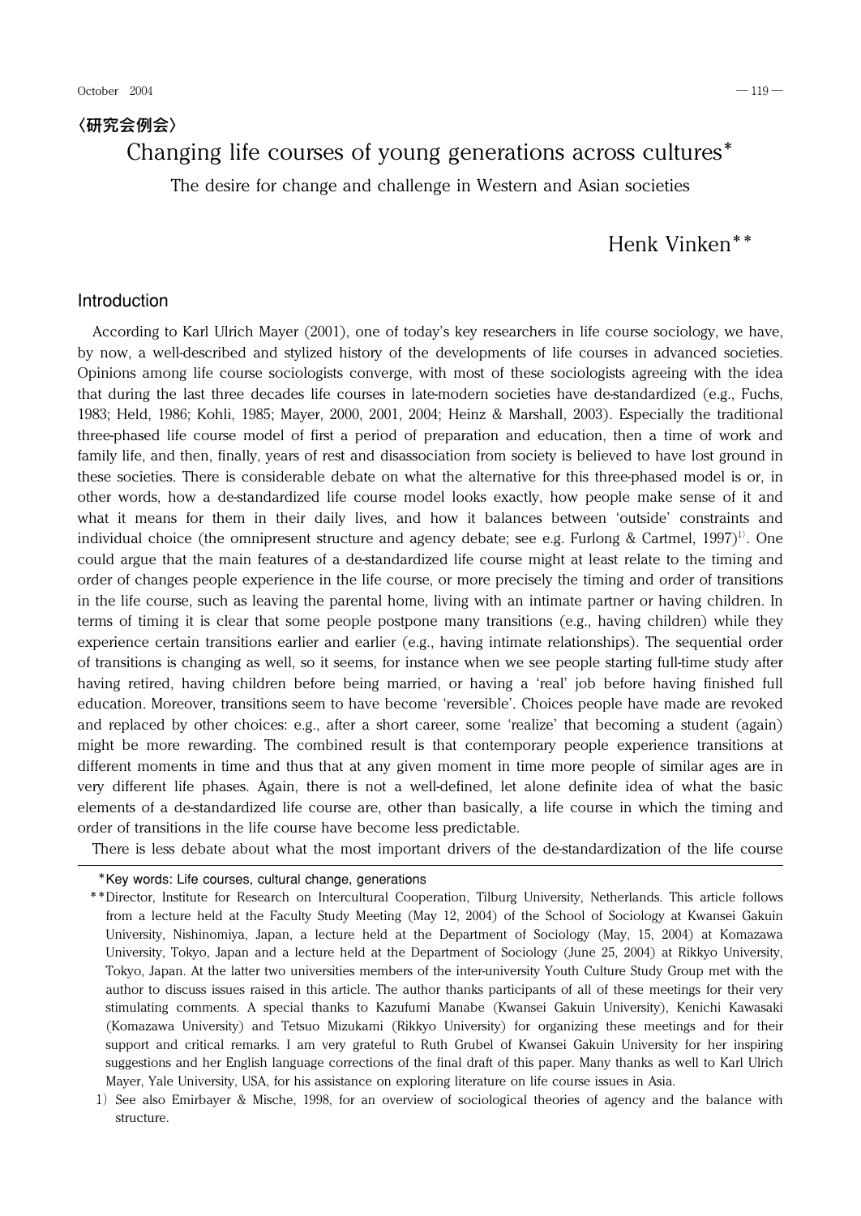〈研究会例会〉

# Changing life courses of young generations across cultures*

## The desire for change and challenge in Western and Asian societies

Henk Vinken**

## Introduction

According to Karl Ulrich Mayer (2001), one of today's key researchers in life course sociology, we have, by now, a well-described and stylized history of the developments of life courses in advanced societies. Opinions among life course sociologists converge, with most of these sociologists agreeing with the idea that during the last three decades life courses in late-modern societies have de-standardized (e.g., Fuchs, 1983; Held, 1986; Kohli, 1985; Mayer, 2000, 2001, 2004; Heinz & Marshall, 2003). Especially the traditional three-phased life course model of first a period of preparation and education, then a time of work and family life, and then, finally, years of rest and disassociation from society is believed to have lost ground in these societies. There is considerable debate on what the alternative for this three-phased model is or, in other words, how a de-standardized life course model looks exactly, how people make sense of it and what it means for them in their daily lives, and how it balances between 'outside' constraints and individual choice (the omnipresent structure and agency debate; see e.g. Furlong & Cartmel, 1997)[1]. One could argue that the main features of a de-standardized life course might at least relate to the timing and order of changes people experience in the life course, or more precisely the timing and order of transitions in the life course, such as leaving the parental home, living with an intimate partner or having children. In terms of timing it is clear that some people postpone many transitions (e.g., having children) while they experience certain transitions earlier and earlier (e.g., having intimate relationships). The sequential order of transitions is changing as well, so it seems, for instance when we see people starting full-time study after having retired, having children before being married, or having a 'real' job before having finished full education. Moreover, transitions seem to have become 'reversible'. Choices people have made are revoked and replaced by other choices: e.g., after a short career, some 'realize' that becoming a student (again) might be more rewarding. The combined result is that contemporary people experience transitions at different moments in time and thus that at any given moment in time more people of similar ages are in very different life phases. Again, there is not a well-defined, let alone definite idea of what the basic elements of a de-standardized life course are, other than basically, a life course in which the timing and order of transitions in the life course have become less predictable.

There is less debate about what the most important drivers of the de-standardization of the life course

---

*Key words: Life courses, cultural change, generations

**Director, Institute for Research on Intercultural Cooperation, Tilburg University, Netherlands. This article follows from a lecture held at the Faculty Study Meeting (May 12, 2004) of the School of Sociology at Kwansei Gakuin University, Nishinomiya, Japan, a lecture held at the Department of Sociology (May, 15, 2004) at Komazawa University, Tokyo, Japan and a lecture held at the Department of Sociology (June 25, 2004) at Rikkyo University, Tokyo, Japan. At the latter two universities members of the inter-university Youth Culture Study Group met with the author to discuss issues raised in this article. The author thanks participants of all of these meetings for their very stimulating comments. A special thanks to Kazufumi Manabe (Kwansei Gakuin University), Kenichi Kawasaki (Komazawa University) and Tetsuo Mizukami (Rikkyo University) for organizing these meetings and for their support and critical remarks. I am very grateful to Ruth Grubel of Kwansei Gakuin University for her inspiring suggestions and her English language corrections of the final draft of this paper. Many thanks as well to Karl Ulrich Mayer, Yale University, USA, for his assistance on exploring literature on life course issues in Asia.

1) See also Emirbayer & Mische, 1998, for an overview of sociological theories of agency and the balance with structure.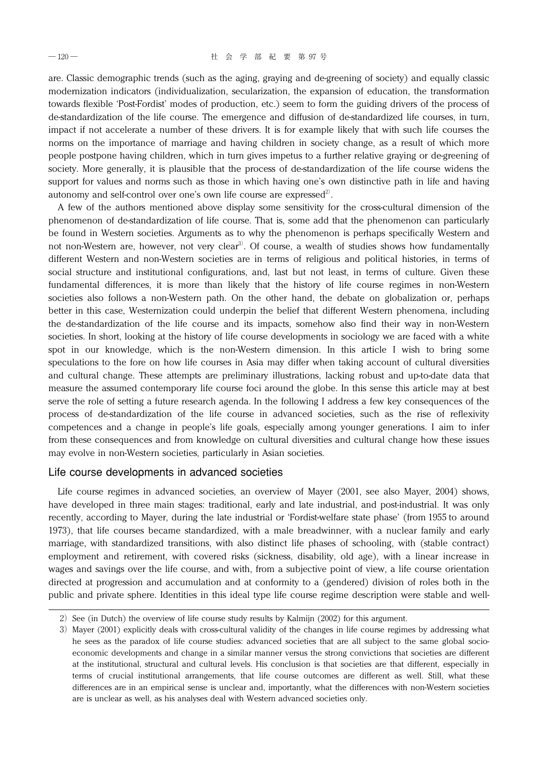are. Classic demographic trends (such as the aging, graying and de-greening of society) and equally classic modernization indicators (individualization, secularization, the expansion of education, the transformation towards flexible 'Post-Fordist' modes of production, etc.) seem to form the guiding drivers of the process of de-standardization of the life course. The emergence and diffusion of de-standardized life courses, in turn, impact if not accelerate a number of these drivers. It is for example likely that with such life courses the norms on the importance of marriage and having children in society change, as a result of which more people postpone having children, which in turn gives impetus to a further relative graying or de-greening of society. More generally, it is plausible that the process of de-standardization of the life course widens the support for values and norms such as those in which having one's own distinctive path in life and having autonomy and self-control over one's own life course are expressed[2].

A few of the authors mentioned above display some sensitivity for the cross-cultural dimension of the phenomenon of de-standardization of life course. That is, some add that the phenomenon can particularly be found in Western societies. Arguments as to why the phenomenon is perhaps specifically Western and not non-Western are, however, not very clear[3]. Of course, a wealth of studies shows how fundamentally different Western and non-Western societies are in terms of religious and political histories, in terms of social structure and institutional configurations, and, last but not least, in terms of culture. Given these fundamental differences, it is more than likely that the history of life course regimes in non-Western societies also follows a non-Western path. On the other hand, the debate on globalization or, perhaps better in this case, Westernization could underpin the belief that different Western phenomena, including the de-standardization of the life course and its impacts, somehow also find their way in non-Western societies. In short, looking at the history of life course developments in sociology we are faced with a white spot in our knowledge, which is the non-Western dimension. In this article I wish to bring some speculations to the fore on how life courses in Asia may differ when taking account of cultural diversities and cultural change. These attempts are preliminary illustrations, lacking robust and up-to-date data that measure the assumed contemporary life course foci around the globe. In this sense this article may at best serve the role of setting a future research agenda. In the following I address a few key consequences of the process of de-standardization of the life course in advanced societies, such as the rise of reflexivity competences and a change in people's life goals, especially among younger generations. I aim to infer from these consequences and from knowledge on cultural diversities and cultural change how these issues may evolve in non-Western societies, particularly in Asian societies.

## Life course developments in advanced societies

Life course regimes in advanced societies, an overview of Mayer (2001, see also Mayer, 2004) shows, have developed in three main stages: traditional, early and late industrial, and post-industrial. It was only recently, according to Mayer, during the late industrial or 'Fordist-welfare state phase' (from 1955 to around 1973), that life courses became standardized, with a male breadwinner, with a nuclear family and early marriage, with standardized transitions, with also distinct life phases of schooling, with (stable contract) employment and retirement, with covered risks (sickness, disability, old age), with a linear increase in wages and savings over the life course, and with, from a subjective point of view, a life course orientation directed at progression and accumulation and at conformity to a (gendered) division of roles both in the public and private sphere. Identities in this ideal type life course regime description were stable and well-

---

2) See (in Dutch) the overview of life course study results by Kalmijn (2002) for this argument.

3) Mayer (2001) explicitly deals with cross-cultural validity of the changes in life course regimes by addressing what he sees as the paradox of life course studies: advanced societies that are all subject to the same global socio-economic developments and change in a similar manner versus the strong convictions that societies are different at the institutional, structural and cultural levels. His conclusion is that societies are that different, especially in terms of crucial institutional arrangements, that life course outcomes are different as well. Still, what these differences are in an empirical sense is unclear and, importantly, what the differences with non-Western societies are is unclear as well, as his analyses deal with Western advanced societies only.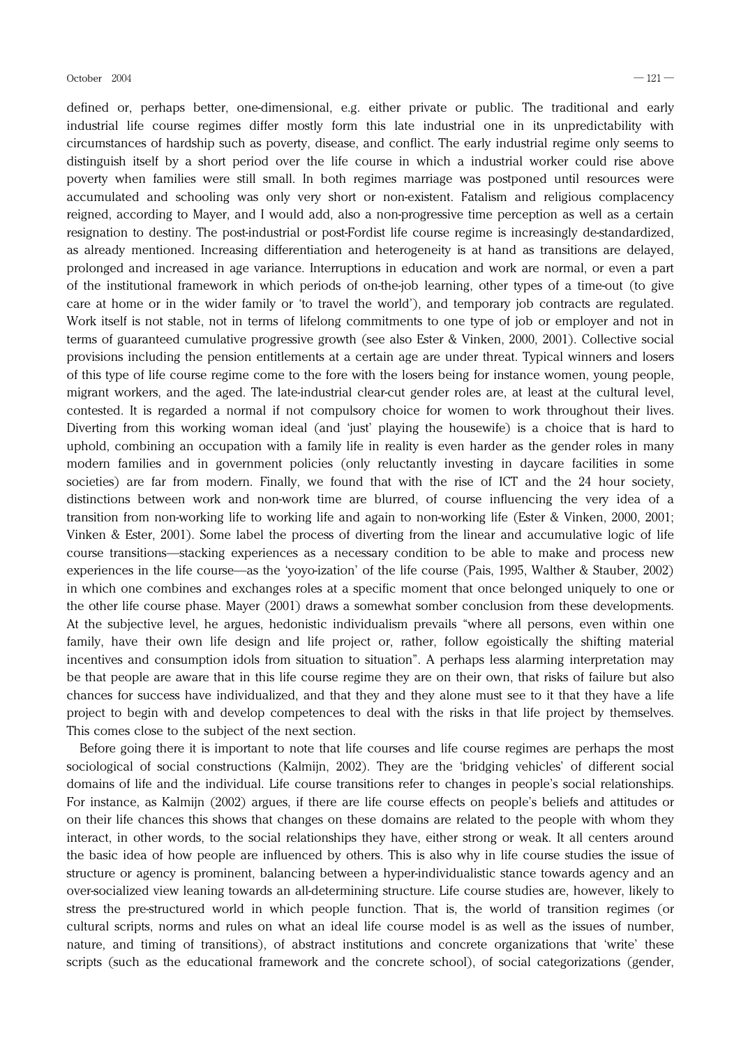defined or, perhaps better, one-dimensional, e.g. either private or public. The traditional and early industrial life course regimes differ mostly form this late industrial one in its unpredictability with circumstances of hardship such as poverty, disease, and conflict. The early industrial regime only seems to distinguish itself by a short period over the life course in which a industrial worker could rise above poverty when families were still small. In both regimes marriage was postponed until resources were accumulated and schooling was only very short or non-existent. Fatalism and religious complacency reigned, according to Mayer, and I would add, also a non-progressive time perception as well as a certain resignation to destiny. The post-industrial or post-Fordist life course regime is increasingly de-standardized, as already mentioned. Increasing differentiation and heterogeneity is at hand as transitions are delayed, prolonged and increased in age variance. Interruptions in education and work are normal, or even a part of the institutional framework in which periods of on-the-job learning, other types of a time-out (to give care at home or in the wider family or 'to travel the world'), and temporary job contracts are regulated. Work itself is not stable, not in terms of lifelong commitments to one type of job or employer and not in terms of guaranteed cumulative progressive growth (see also Ester & Vinken, 2000, 2001). Collective social provisions including the pension entitlements at a certain age are under threat. Typical winners and losers of this type of life course regime come to the fore with the losers being for instance women, young people, migrant workers, and the aged. The late-industrial clear-cut gender roles are, at least at the cultural level, contested. It is regarded a normal if not compulsory choice for women to work throughout their lives. Diverting from this working woman ideal (and 'just' playing the housewife) is a choice that is hard to uphold, combining an occupation with a family life in reality is even harder as the gender roles in many modern families and in government policies (only reluctantly investing in daycare facilities in some societies) are far from modern. Finally, we found that with the rise of ICT and the 24 hour society, distinctions between work and non-work time are blurred, of course influencing the very idea of a transition from non-working life to working life and again to non-working life (Ester & Vinken, 2000, 2001; Vinken & Ester, 2001). Some label the process of diverting from the linear and accumulative logic of life course transitions—stacking experiences as a necessary condition to be able to make and process new experiences in the life course—as the 'yoyo-ization' of the life course (Pais, 1995, Walther & Stauber, 2002) in which one combines and exchanges roles at a specific moment that once belonged uniquely to one or the other life course phase. Mayer (2001) draws a somewhat somber conclusion from these developments. At the subjective level, he argues, hedonistic individualism prevails "where all persons, even within one family, have their own life design and life project or, rather, follow egoistically the shifting material incentives and consumption idols from situation to situation". A perhaps less alarming interpretation may be that people are aware that in this life course regime they are on their own, that risks of failure but also chances for success have individualized, and that they and they alone must see to it that they have a life project to begin with and develop competences to deal with the risks in that life project by themselves. This comes close to the subject of the next section.

Before going there it is important to note that life courses and life course regimes are perhaps the most sociological of social constructions (Kalmijn, 2002). They are the 'bridging vehicles' of different social domains of life and the individual. Life course transitions refer to changes in people's social relationships. For instance, as Kalmijn (2002) argues, if there are life course effects on people's beliefs and attitudes or on their life chances this shows that changes on these domains are related to the people with whom they interact, in other words, to the social relationships they have, either strong or weak. It all centers around the basic idea of how people are influenced by others. This is also why in life course studies the issue of structure or agency is prominent, balancing between a hyper-individualistic stance towards agency and an over-socialized view leaning towards an all-determining structure. Life course studies are, however, likely to stress the pre-structured world in which people function. That is, the world of transition regimes (or cultural scripts, norms and rules on what an ideal life course model is as well as the issues of number, nature, and timing of transitions), of abstract institutions and concrete organizations that 'write' these scripts (such as the educational framework and the concrete school), of social categorizations (gender,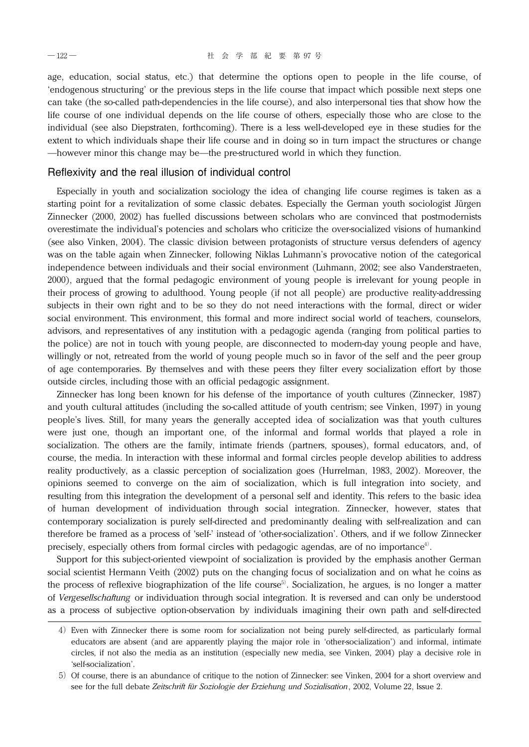age, education, social status, etc.) that determine the options open to people in the life course, of 'endogenous structuring' or the previous steps in the life course that impact which possible next steps one can take (the so-called path-dependencies in the life course), and also interpersonal ties that show how the life course of one individual depends on the life course of others, especially those who are close to the individual (see also Diepstraten, forthcoming). There is a less well-developed eye in these studies for the extent to which individuals shape their life course and in doing so in turn impact the structures or change —however minor this change may be—the pre-structured world in which they function.

## Reflexivity and the real illusion of individual control

Especially in youth and socialization sociology the idea of changing life course regimes is taken as a starting point for a revitalization of some classic debates. Especially the German youth sociologist Jürgen Zinnecker (2000, 2002) has fuelled discussions between scholars who are convinced that postmodernists overestimate the individual's potencies and scholars who criticize the over-socialized visions of humankind (see also Vinken, 2004). The classic division between protagonists of structure versus defenders of agency was on the table again when Zinnecker, following Niklas Luhmann's provocative notion of the categorical independence between individuals and their social environment (Luhmann, 2002; see also Vanderstraeten, 2000), argued that the formal pedagogic environment of young people is irrelevant for young people in their process of growing to adulthood. Young people (if not all people) are productive reality-addressing subjects in their own right and to be so they do not need interactions with the formal, direct or wider social environment. This environment, this formal and more indirect social world of teachers, counselors, advisors, and representatives of any institution with a pedagogic agenda (ranging from political parties to the police) are not in touch with young people, are disconnected to modern-day young people and have, willingly or not, retreated from the world of young people much so in favor of the self and the peer group of age contemporaries. By themselves and with these peers they filter every socialization effort by those outside circles, including those with an official pedagogic assignment.

Zinnecker has long been known for his defense of the importance of youth cultures (Zinnecker, 1987) and youth cultural attitudes (including the so-called attitude of youth centrism; see Vinken, 1997) in young people's lives. Still, for many years the generally accepted idea of socialization was that youth cultures were just one, though an important one, of the informal and formal worlds that played a role in socialization. The others are the family, intimate friends (partners, spouses), formal educators, and, of course, the media. In interaction with these informal and formal circles people develop abilities to address reality productively, as a classic perception of socialization goes (Hurrelman, 1983, 2002). Moreover, the opinions seemed to converge on the aim of socialization, which is full integration into society, and resulting from this integration the development of a personal self and identity. This refers to the basic idea of human development of individuation through social integration. Zinnecker, however, states that contemporary socialization is purely self-directed and predominantly dealing with self-realization and can therefore be framed as a process of 'self-' instead of 'other-socialization'. Others, and if we follow Zinnecker precisely, especially others from formal circles with pedagogic agendas, are of no importance[4].

Support for this subject-oriented viewpoint of socialization is provided by the emphasis another German social scientist Hermann Veith (2002) puts on the changing focus of socialization and on what he coins as the process of reflexive biographization of the life course[5]. Socialization, he argues, is no longer a matter of *Vergesellschaftung* or individuation through social integration. It is reversed and can only be understood as a process of subjective option-observation by individuals imagining their own path and self-directed

---

4) Even with Zinnecker there is some room for socialization not being purely self-directed, as particularly formal educators are absent (and are apparently playing the major role in 'other-socialization') and informal, intimate circles, if not also the media as an institution (especially new media, see Vinken, 2004) play a decisive role in 'self-socialization'.

5) Of course, there is an abundance of critique to the notion of Zinnecker: see Vinken, 2004 for a short overview and see for the full debate *Zeitschrift für Soziologie der Erziehung und Sozialisation*, 2002, Volume 22, Issue 2.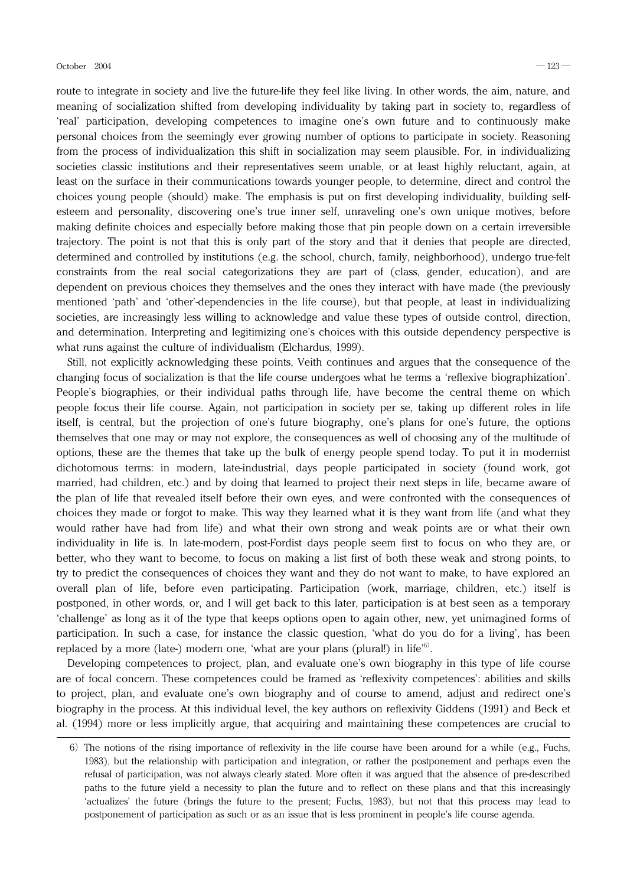route to integrate in society and live the future-life they feel like living. In other words, the aim, nature, and meaning of socialization shifted from developing individuality by taking part in society to, regardless of 'real' participation, developing competences to imagine one's own future and to continuously make personal choices from the seemingly ever growing number of options to participate in society. Reasoning from the process of individualization this shift in socialization may seem plausible. For, in individualizing societies classic institutions and their representatives seem unable, or at least highly reluctant, again, at least on the surface in their communications towards younger people, to determine, direct and control the choices young people (should) make. The emphasis is put on first developing individuality, building self-esteem and personality, discovering one's true inner self, unraveling one's own unique motives, before making definite choices and especially before making those that pin people down on a certain irreversible trajectory. The point is not that this is only part of the story and that it denies that people are directed, determined and controlled by institutions (e.g. the school, church, family, neighborhood), undergo true-felt constraints from the real social categorizations they are part of (class, gender, education), and are dependent on previous choices they themselves and the ones they interact with have made (the previously mentioned 'path' and 'other'-dependencies in the life course), but that people, at least in individualizing societies, are increasingly less willing to acknowledge and value these types of outside control, direction, and determination. Interpreting and legitimizing one's choices with this outside dependency perspective is what runs against the culture of individualism (Elchardus, 1999).

Still, not explicitly acknowledging these points, Veith continues and argues that the consequence of the changing focus of socialization is that the life course undergoes what he terms a 'reflexive biographization'. People's biographies, or their individual paths through life, have become the central theme on which people focus their life course. Again, not participation in society per se, taking up different roles in life itself, is central, but the projection of one's future biography, one's plans for one's future, the options themselves that one may or may not explore, the consequences as well of choosing any of the multitude of options, these are the themes that take up the bulk of energy people spend today. To put it in modernist dichotomous terms: in modern, late-industrial, days people participated in society (found work, got married, had children, etc.) and by doing that learned to project their next steps in life, became aware of the plan of life that revealed itself before their own eyes, and were confronted with the consequences of choices they made or forgot to make. This way they learned what it is they want from life (and what they would rather have had from life) and what their own strong and weak points are or what their own individuality in life is. In late-modern, post-Fordist days people seem first to focus on who they are, or better, who they want to become, to focus on making a list first of both these weak and strong points, to try to predict the consequences of choices they want and they do not want to make, to have explored an overall plan of life, before even participating. Participation (work, marriage, children, etc.) itself is postponed, in other words, or, and I will get back to this later, participation is at best seen as a temporary 'challenge' as long as it of the type that keeps options open to again other, new, yet unimagined forms of participation. In such a case, for instance the classic question, 'what do you do for a living', has been replaced by a more (late-) modern one, 'what are your plans (plural!) in life'[6].

Developing competences to project, plan, and evaluate one's own biography in this type of life course are of focal concern. These competences could be framed as 'reflexivity competences': abilities and skills to project, plan, and evaluate one's own biography and of course to amend, adjust and redirect one's biography in the process. At this individual level, the key authors on reflexivity Giddens (1991) and Beck et al. (1994) more or less implicitly argue, that acquiring and maintaining these competences are crucial to

---

6) The notions of the rising importance of reflexivity in the life course have been around for a while (e.g., Fuchs, 1983), but the relationship with participation and integration, or rather the postponement and perhaps even the refusal of participation, was not always clearly stated. More often it was argued that the absence of pre-described paths to the future yield a necessity to plan the future and to reflect on these plans and that this increasingly 'actualizes' the future (brings the future to the present; Fuchs, 1983), but not that this process may lead to postponement of participation as such or as an issue that is less prominent in people's life course agenda.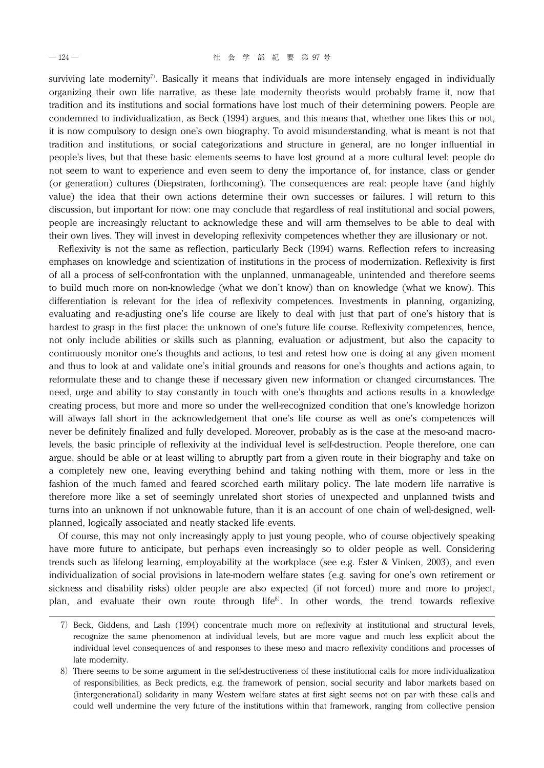surviving late modernity[7]. Basically it means that individuals are more intensely engaged in individually organizing their own life narrative, as these late modernity theorists would probably frame it, now that tradition and its institutions and social formations have lost much of their determining powers. People are condemned to individualization, as Beck (1994) argues, and this means that, whether one likes this or not, it is now compulsory to design one's own biography. To avoid misunderstanding, what is meant is not that tradition and institutions, or social categorizations and structure in general, are no longer influential in people's lives, but that these basic elements seems to have lost ground at a more cultural level: people do not seem to want to experience and even seem to deny the importance of, for instance, class or gender (or generation) cultures (Diepstraten, forthcoming). The consequences are real: people have (and highly value) the idea that their own actions determine their own successes or failures. I will return to this discussion, but important for now: one may conclude that regardless of real institutional and social powers, people are increasingly reluctant to acknowledge these and will arm themselves to be able to deal with their own lives. They will invest in developing reflexivity competences whether they are illusionary or not.

Reflexivity is not the same as reflection, particularly Beck (1994) warns. Reflection refers to increasing emphases on knowledge and scientization of institutions in the process of modernization. Reflexivity is first of all a process of self-confrontation with the unplanned, unmanageable, unintended and therefore seems to build much more on non-knowledge (what we don't know) than on knowledge (what we know). This differentiation is relevant for the idea of reflexivity competences. Investments in planning, organizing, evaluating and re-adjusting one's life course are likely to deal with just that part of one's history that is hardest to grasp in the first place: the unknown of one's future life course. Reflexivity competences, hence, not only include abilities or skills such as planning, evaluation or adjustment, but also the capacity to continuously monitor one's thoughts and actions, to test and retest how one is doing at any given moment and thus to look at and validate one's initial grounds and reasons for one's thoughts and actions again, to reformulate these and to change these if necessary given new information or changed circumstances. The need, urge and ability to stay constantly in touch with one's thoughts and actions results in a knowledge creating process, but more and more so under the well-recognized condition that one's knowledge horizon will always fall short in the acknowledgement that one's life course as well as one's competences will never be definitely finalized and fully developed. Moreover, probably as is the case at the meso-and macro-levels, the basic principle of reflexivity at the individual level is self-destruction. People therefore, one can argue, should be able or at least willing to abruptly part from a given route in their biography and take on a completely new one, leaving everything behind and taking nothing with them, more or less in the fashion of the much famed and feared scorched earth military policy. The late modern life narrative is therefore more like a set of seemingly unrelated short stories of unexpected and unplanned twists and turns into an unknown if not unknowable future, than it is an account of one chain of well-designed, well-planned, logically associated and neatly stacked life events.

Of course, this may not only increasingly apply to just young people, who of course objectively speaking have more future to anticipate, but perhaps even increasingly so to older people as well. Considering trends such as lifelong learning, employability at the workplace (see e.g. Ester & Vinken, 2003), and even individualization of social provisions in late-modern welfare states (e.g. saving for one's own retirement or sickness and disability risks) older people are also expected (if not forced) more and more to project, plan, and evaluate their own route through life[8]. In other words, the trend towards reflexive

---

7) Beck, Giddens, and Lash (1994) concentrate much more on reflexivity at institutional and structural levels, recognize the same phenomenon at individual levels, but are more vague and much less explicit about the individual level consequences of and responses to these meso and macro reflexivity conditions and processes of late modernity.

8) There seems to be some argument in the self-destructiveness of these institutional calls for more individualization of responsibilities, as Beck predicts, e.g. the framework of pension, social security and labor markets based on (intergenerational) solidarity in many Western welfare states at first sight seems not on par with these calls and could well undermine the very future of the institutions within that framework, ranging from collective pension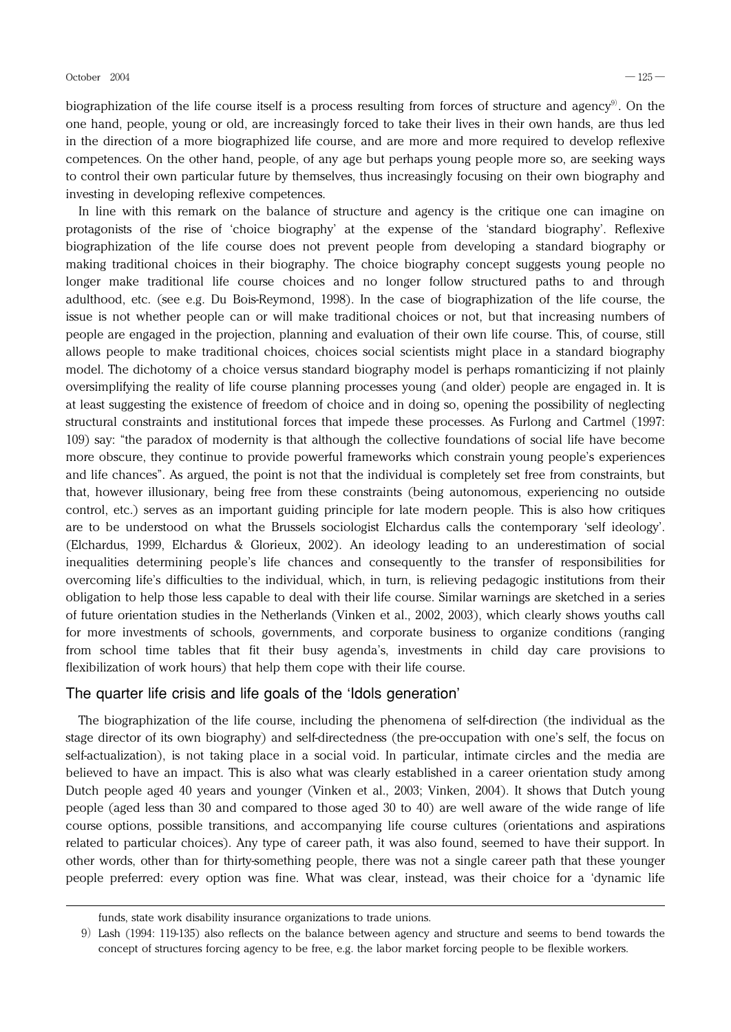biographization of the life course itself is a process resulting from forces of structure and agency[9]. On the one hand, people, young or old, are increasingly forced to take their lives in their own hands, are thus led in the direction of a more biographized life course, and are more and more required to develop reflexive competences. On the other hand, people, of any age but perhaps young people more so, are seeking ways to control their own particular future by themselves, thus increasingly focusing on their own biography and investing in developing reflexive competences.

In line with this remark on the balance of structure and agency is the critique one can imagine on protagonists of the rise of 'choice biography' at the expense of the 'standard biography'. Reflexive biographization of the life course does not prevent people from developing a standard biography or making traditional choices in their biography. The choice biography concept suggests young people no longer make traditional life course choices and no longer follow structured paths to and through adulthood, etc. (see e.g. Du Bois-Reymond, 1998). In the case of biographization of the life course, the issue is not whether people can or will make traditional choices or not, but that increasing numbers of people are engaged in the projection, planning and evaluation of their own life course. This, of course, still allows people to make traditional choices, choices social scientists might place in a standard biography model. The dichotomy of a choice versus standard biography model is perhaps romanticizing if not plainly oversimplifying the reality of life course planning processes young (and older) people are engaged in. It is at least suggesting the existence of freedom of choice and in doing so, opening the possibility of neglecting structural constraints and institutional forces that impede these processes. As Furlong and Cartmel (1997: 109) say: "the paradox of modernity is that although the collective foundations of social life have become more obscure, they continue to provide powerful frameworks which constrain young people's experiences and life chances". As argued, the point is not that the individual is completely set free from constraints, but that, however illusionary, being free from these constraints (being autonomous, experiencing no outside control, etc.) serves as an important guiding principle for late modern people. This is also how critiques are to be understood on what the Brussels sociologist Elchardus calls the contemporary 'self ideology'. (Elchardus, 1999, Elchardus & Glorieux, 2002). An ideology leading to an underestimation of social inequalities determining people's life chances and consequently to the transfer of responsibilities for overcoming life's difficulties to the individual, which, in turn, is relieving pedagogic institutions from their obligation to help those less capable to deal with their life course. Similar warnings are sketched in a series of future orientation studies in the Netherlands (Vinken et al., 2002, 2003), which clearly shows youths call for more investments of schools, governments, and corporate business to organize conditions (ranging from school time tables that fit their busy agenda's, investments in child day care provisions to flexibilization of work hours) that help them cope with their life course.

## The quarter life crisis and life goals of the 'Idols generation'

The biographization of the life course, including the phenomena of self-direction (the individual as the stage director of its own biography) and self-directedness (the pre-occupation with one's self, the focus on self-actualization), is not taking place in a social void. In particular, intimate circles and the media are believed to have an impact. This is also what was clearly established in a career orientation study among Dutch people aged 40 years and younger (Vinken et al., 2003; Vinken, 2004). It shows that Dutch young people (aged less than 30 and compared to those aged 30 to 40) are well aware of the wide range of life course options, possible transitions, and accompanying life course cultures (orientations and aspirations related to particular choices). Any type of career path, it was also found, seemed to have their support. In other words, other than for thirty-something people, there was not a single career path that these younger people preferred: every option was fine. What was clear, instead, was their choice for a 'dynamic life

---

funds, state work disability insurance organizations to trade unions.

9) Lash (1994: 119-135) also reflects on the balance between agency and structure and seems to bend towards the concept of structures forcing agency to be free, e.g. the labor market forcing people to be flexible workers.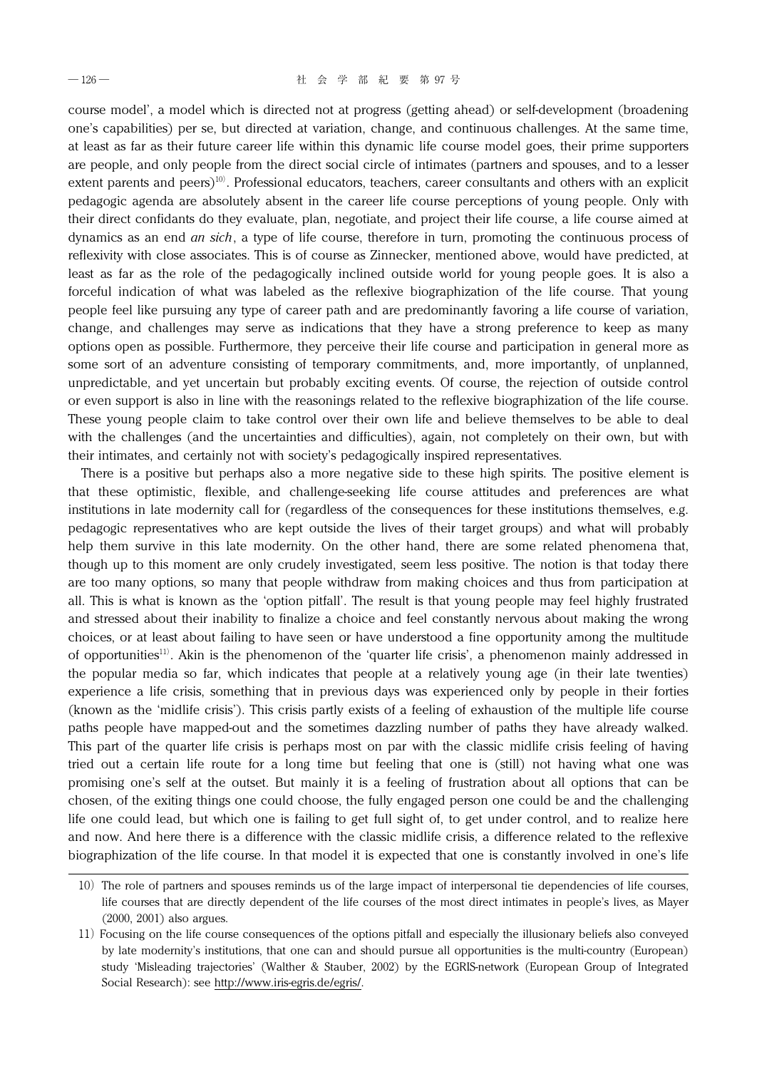course model', a model which is directed not at progress (getting ahead) or self-development (broadening one's capabilities) per se, but directed at variation, change, and continuous challenges. At the same time, at least as far as their future career life within this dynamic life course model goes, their prime supporters are people, and only people from the direct social circle of intimates (partners and spouses, and to a lesser extent parents and peers)[10]. Professional educators, teachers, career consultants and others with an explicit pedagogic agenda are absolutely absent in the career life course perceptions of young people. Only with their direct confidants do they evaluate, plan, negotiate, and project their life course, a life course aimed at dynamics as an end *an sich*, a type of life course, therefore in turn, promoting the continuous process of reflexivity with close associates. This is of course as Zinnecker, mentioned above, would have predicted, at least as far as the role of the pedagogically inclined outside world for young people goes. It is also a forceful indication of what was labeled as the reflexive biographization of the life course. That young people feel like pursuing any type of career path and are predominantly favoring a life course of variation, change, and challenges may serve as indications that they have a strong preference to keep as many options open as possible. Furthermore, they perceive their life course and participation in general more as some sort of an adventure consisting of temporary commitments, and, more importantly, of unplanned, unpredictable, and yet uncertain but probably exciting events. Of course, the rejection of outside control or even support is also in line with the reasonings related to the reflexive biographization of the life course. These young people claim to take control over their own life and believe themselves to be able to deal with the challenges (and the uncertainties and difficulties), again, not completely on their own, but with their intimates, and certainly not with society's pedagogically inspired representatives.

There is a positive but perhaps also a more negative side to these high spirits. The positive element is that these optimistic, flexible, and challenge-seeking life course attitudes and preferences are what institutions in late modernity call for (regardless of the consequences for these institutions themselves, e.g. pedagogic representatives who are kept outside the lives of their target groups) and what will probably help them survive in this late modernity. On the other hand, there are some related phenomena that, though up to this moment are only crudely investigated, seem less positive. The notion is that today there are too many options, so many that people withdraw from making choices and thus from participation at all. This is what is known as the 'option pitfall'. The result is that young people may feel highly frustrated and stressed about their inability to finalize a choice and feel constantly nervous about making the wrong choices, or at least about failing to have seen or have understood a fine opportunity among the multitude of opportunities[11]. Akin is the phenomenon of the 'quarter life crisis', a phenomenon mainly addressed in the popular media so far, which indicates that people at a relatively young age (in their late twenties) experience a life crisis, something that in previous days was experienced only by people in their forties (known as the 'midlife crisis'). This crisis partly exists of a feeling of exhaustion of the multiple life course paths people have mapped-out and the sometimes dazzling number of paths they have already walked. This part of the quarter life crisis is perhaps most on par with the classic midlife crisis feeling of having tried out a certain life route for a long time but feeling that one is (still) not having what one was promising one's self at the outset. But mainly it is a feeling of frustration about all options that can be chosen, of the exiting things one could choose, the fully engaged person one could be and the challenging life one could lead, but which one is failing to get full sight of, to get under control, and to realize here and now. And here there is a difference with the classic midlife crisis, a difference related to the reflexive biographization of the life course. In that model it is expected that one is constantly involved in one's life

---

10) The role of partners and spouses reminds us of the large impact of interpersonal tie dependencies of life courses, life courses that are directly dependent of the life courses of the most direct intimates in people's lives, as Mayer (2000, 2001) also argues.

11) Focusing on the life course consequences of the options pitfall and especially the illusionary beliefs also conveyed by late modernity's institutions, that one can and should pursue all opportunities is the multi-country (European) study 'Misleading trajectories' (Walther & Stauber, 2002) by the EGRIS-network (European Group of Integrated Social Research): see http://www.iris-egris.de/egris/.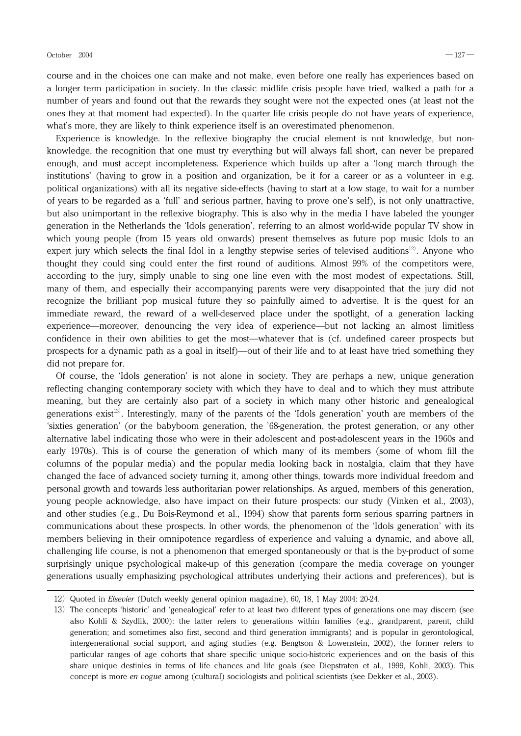course and in the choices one can make and not make, even before one really has experiences based on a longer term participation in society. In the classic midlife crisis people have tried, walked a path for a number of years and found out that the rewards they sought were not the expected ones (at least not the ones they at that moment had expected). In the quarter life crisis people do not have years of experience, what's more, they are likely to think experience itself is an overestimated phenomenon.

Experience is knowledge. In the reflexive biography the crucial element is not knowledge, but non-knowledge, the recognition that one must try everything but will always fall short, can never be prepared enough, and must accept incompleteness. Experience which builds up after a 'long march through the institutions' (having to grow in a position and organization, be it for a career or as a volunteer in e.g. political organizations) with all its negative side-effects (having to start at a low stage, to wait for a number of years to be regarded as a 'full' and serious partner, having to prove one's self), is not only unattractive, but also unimportant in the reflexive biography. This is also why in the media I have labeled the younger generation in the Netherlands the 'Idols generation', referring to an almost world-wide popular TV show in which young people (from 15 years old onwards) present themselves as future pop music Idols to an expert jury which selects the final Idol in a lengthy stepwise series of televised auditions[12]. Anyone who thought they could sing could enter the first round of auditions. Almost 99% of the competitors were, according to the jury, simply unable to sing one line even with the most modest of expectations. Still, many of them, and especially their accompanying parents were very disappointed that the jury did not recognize the brilliant pop musical future they so painfully aimed to advertise. It is the quest for an immediate reward, the reward of a well-deserved place under the spotlight, of a generation lacking experience—moreover, denouncing the very idea of experience—but not lacking an almost limitless confidence in their own abilities to get the most—whatever that is (cf. undefined career prospects but prospects for a dynamic path as a goal in itself)—out of their life and to at least have tried something they did not prepare for.

Of course, the 'Idols generation' is not alone in society. They are perhaps a new, unique generation reflecting changing contemporary society with which they have to deal and to which they must attribute meaning, but they are certainly also part of a society in which many other historic and genealogical generations exist[13]. Interestingly, many of the parents of the 'Idols generation' youth are members of the 'sixties generation' (or the babyboom generation, the '68-generation, the protest generation, or any other alternative label indicating those who were in their adolescent and post-adolescent years in the 1960s and early 1970s). This is of course the generation of which many of its members (some of whom fill the columns of the popular media) and the popular media looking back in nostalgia, claim that they have changed the face of advanced society turning it, among other things, towards more individual freedom and personal growth and towards less authoritarian power relationships. As argued, members of this generation, young people acknowledge, also have impact on their future prospects: our study (Vinken et al., 2003), and other studies (e.g., Du Bois-Reymond et al., 1994) show that parents form serious sparring partners in communications about these prospects. In other words, the phenomenon of the 'Idols generation' with its members believing in their omnipotence regardless of experience and valuing a dynamic, and above all, challenging life course, is not a phenomenon that emerged spontaneously or that is the by-product of some surprisingly unique psychological make-up of this generation (compare the media coverage on younger generations usually emphasizing psychological attributes underlying their actions and preferences), but is

---

12) Quoted in *Elsevier* (Dutch weekly general opinion magazine), 60, 18, 1 May 2004: 20-24.

13) The concepts 'historic' and 'genealogical' refer to at least two different types of generations one may discern (see also Kohli & Szydlik, 2000): the latter refers to generations within families (e.g., grandparent, parent, child generation; and sometimes also first, second and third generation immigrants) and is popular in gerontological, intergenerational social support, and aging studies (e.g. Bengtson & Lowenstein, 2002), the former refers to particular ranges of age cohorts that share specific unique socio-historic experiences and on the basis of this share unique destinies in terms of life chances and life goals (see Diepstraten et al., 1999, Kohli, 2003). This concept is more *en vogue* among (cultural) sociologists and political scientists (see Dekker et al., 2003).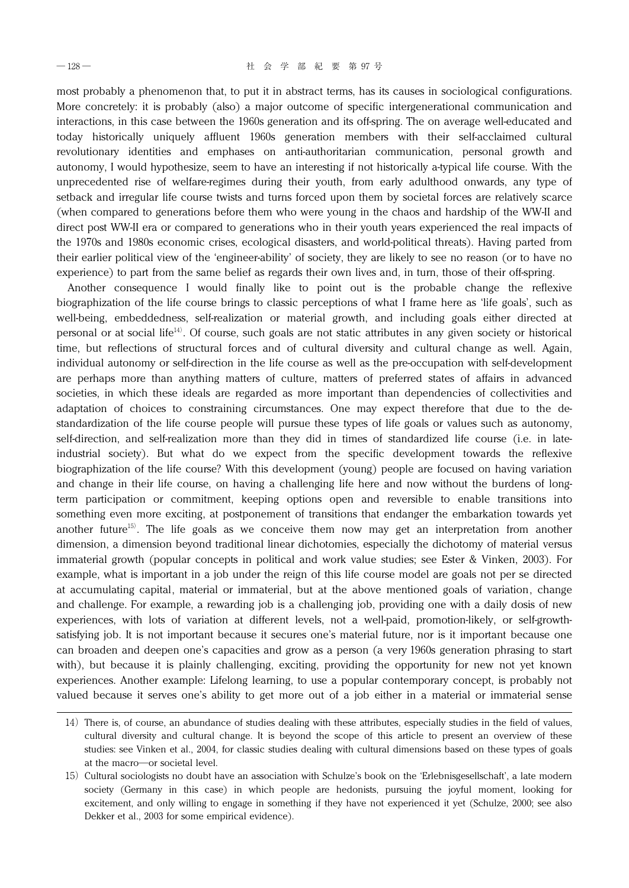most probably a phenomenon that, to put it in abstract terms, has its causes in sociological configurations. More concretely: it is probably (also) a major outcome of specific intergenerational communication and interactions, in this case between the 1960s generation and its off-spring. The on average well-educated and today historically uniquely affluent 1960s generation members with their self-acclaimed cultural revolutionary identities and emphases on anti-authoritarian communication, personal growth and autonomy, I would hypothesize, seem to have an interesting if not historically a-typical life course. With the unprecedented rise of welfare-regimes during their youth, from early adulthood onwards, any type of setback and irregular life course twists and turns forced upon them by societal forces are relatively scarce (when compared to generations before them who were young in the chaos and hardship of the WW-II and direct post WW-II era or compared to generations who in their youth years experienced the real impacts of the 1970s and 1980s economic crises, ecological disasters, and world-political threats). Having parted from their earlier political view of the 'engineer-ability' of society, they are likely to see no reason (or to have no experience) to part from the same belief as regards their own lives and, in turn, those of their off-spring.

Another consequence I would finally like to point out is the probable change the reflexive biographization of the life course brings to classic perceptions of what I frame here as 'life goals', such as well-being, embeddedness, self-realization or material growth, and including goals either directed at personal or at social life[14]. Of course, such goals are not static attributes in any given society or historical time, but reflections of structural forces and of cultural diversity and cultural change as well. Again, individual autonomy or self-direction in the life course as well as the pre-occupation with self-development are perhaps more than anything matters of culture, matters of preferred states of affairs in advanced societies, in which these ideals are regarded as more important than dependencies of collectivities and adaptation of choices to constraining circumstances. One may expect therefore that due to the de-standardization of the life course people will pursue these types of life goals or values such as autonomy, self-direction, and self-realization more than they did in times of standardized life course (i.e. in late-industrial society). But what do we expect from the specific development towards the reflexive biographization of the life course? With this development (young) people are focused on having variation and change in their life course, on having a challenging life here and now without the burdens of long-term participation or commitment, keeping options open and reversible to enable transitions into something even more exciting, at postponement of transitions that endanger the embarkation towards yet another future[15]. The life goals as we conceive them now may get an interpretation from another dimension, a dimension beyond traditional linear dichotomies, especially the dichotomy of material versus immaterial growth (popular concepts in political and work value studies; see Ester & Vinken, 2003). For example, what is important in a job under the reign of this life course model are goals not per se directed at accumulating capital, material or immaterial, but at the above mentioned goals of variation, change and challenge. For example, a rewarding job is a challenging job, providing one with a daily dosis of new experiences, with lots of variation at different levels, not a well-paid, promotion-likely, or self-growth-satisfying job. It is not important because it secures one's material future, nor is it important because one can broaden and deepen one's capacities and grow as a person (a very 1960s generation phrasing to start with), but because it is plainly challenging, exciting, providing the opportunity for new not yet known experiences. Another example: Lifelong learning, to use a popular contemporary concept, is probably not valued because it serves one's ability to get more out of a job either in a material or immaterial sense

---

14) There is, of course, an abundance of studies dealing with these attributes, especially studies in the field of values, cultural diversity and cultural change. It is beyond the scope of this article to present an overview of these studies: see Vinken et al., 2004, for classic studies dealing with cultural dimensions based on these types of goals at the macro—or societal level.

15) Cultural sociologists no doubt have an association with Schulze's book on the 'Erlebnisgesellschaft', a late modern society (Germany in this case) in which people are hedonists, pursuing the joyful moment, looking for excitement, and only willing to engage in something if they have not experienced it yet (Schulze, 2000; see also Dekker et al., 2003 for some empirical evidence).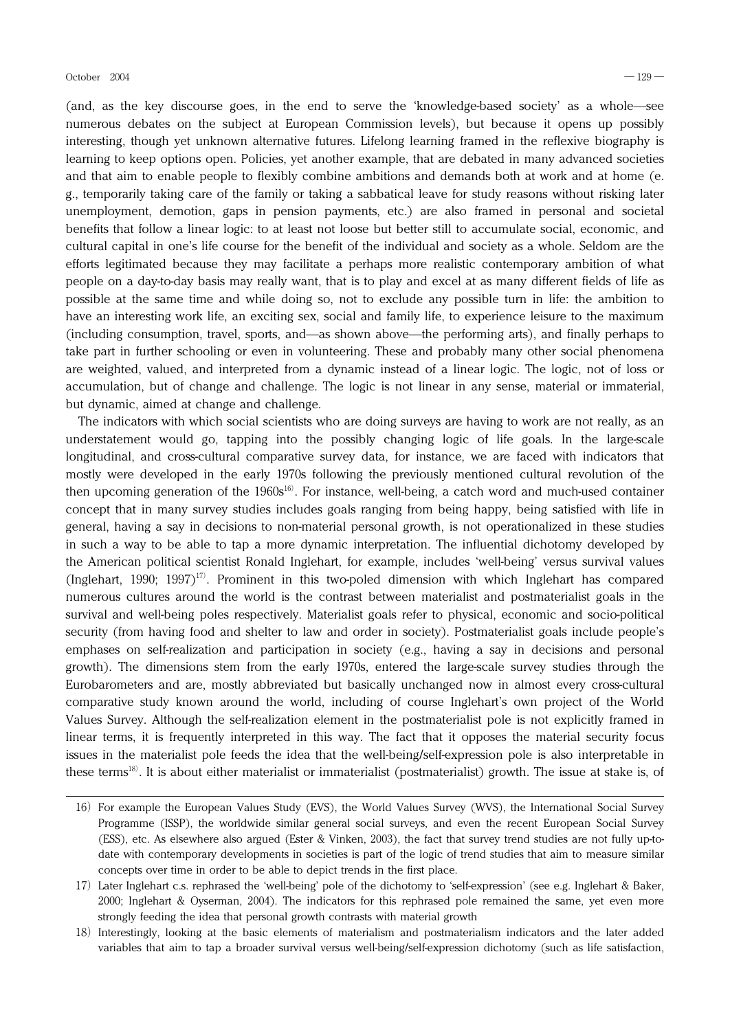(and, as the key discourse goes, in the end to serve the 'knowledge-based society' as a whole—see numerous debates on the subject at European Commission levels), but because it opens up possibly interesting, though yet unknown alternative futures. Lifelong learning framed in the reflexive biography is learning to keep options open. Policies, yet another example, that are debated in many advanced societies and that aim to enable people to flexibly combine ambitions and demands both at work and at home (e.g., temporarily taking care of the family or taking a sabbatical leave for study reasons without risking later unemployment, demotion, gaps in pension payments, etc.) are also framed in personal and societal benefits that follow a linear logic: to at least not loose but better still to accumulate social, economic, and cultural capital in one's life course for the benefit of the individual and society as a whole. Seldom are the efforts legitimated because they may facilitate a perhaps more realistic contemporary ambition of what people on a day-to-day basis may really want, that is to play and excel at as many different fields of life as possible at the same time and while doing so, not to exclude any possible turn in life: the ambition to have an interesting work life, an exciting sex, social and family life, to experience leisure to the maximum (including consumption, travel, sports, and—as shown above—the performing arts), and finally perhaps to take part in further schooling or even in volunteering. These and probably many other social phenomena are weighted, valued, and interpreted from a dynamic instead of a linear logic. The logic, not of loss or accumulation, but of change and challenge. The logic is not linear in any sense, material or immaterial, but dynamic, aimed at change and challenge.

The indicators with which social scientists who are doing surveys are having to work are not really, as an understatement would go, tapping into the possibly changing logic of life goals. In the large-scale longitudinal, and cross-cultural comparative survey data, for instance, we are faced with indicators that mostly were developed in the early 1970s following the previously mentioned cultural revolution of the then upcoming generation of the 1960s[16]. For instance, well-being, a catch word and much-used container concept that in many survey studies includes goals ranging from being happy, being satisfied with life in general, having a say in decisions to non-material personal growth, is not operationalized in these studies in such a way to be able to tap a more dynamic interpretation. The influential dichotomy developed by the American political scientist Ronald Inglehart, for example, includes 'well-being' versus survival values (Inglehart, 1990; 1997)[17]. Prominent in this two-poled dimension with which Inglehart has compared numerous cultures around the world is the contrast between materialist and postmaterialist goals in the survival and well-being poles respectively. Materialist goals refer to physical, economic and socio-political security (from having food and shelter to law and order in society). Postmaterialist goals include people's emphases on self-realization and participation in society (e.g., having a say in decisions and personal growth). The dimensions stem from the early 1970s, entered the large-scale survey studies through the Eurobarometers and are, mostly abbreviated but basically unchanged now in almost every cross-cultural comparative study known around the world, including of course Inglehart's own project of the World Values Survey. Although the self-realization element in the postmaterialist pole is not explicitly framed in linear terms, it is frequently interpreted in this way. The fact that it opposes the material security focus issues in the materialist pole feeds the idea that the well-being/self-expression pole is also interpretable in these terms[18]. It is about either materialist or immaterialist (postmaterialist) growth. The issue at stake is, of

---

16) For example the European Values Study (EVS), the World Values Survey (WVS), the International Social Survey Programme (ISSP), the worldwide similar general social surveys, and even the recent European Social Survey (ESS), etc. As elsewhere also argued (Ester & Vinken, 2003), the fact that survey trend studies are not fully up-to-date with contemporary developments in societies is part of the logic of trend studies that aim to measure similar concepts over time in order to be able to depict trends in the first place.

17) Later Inglehart c.s. rephrased the 'well-being' pole of the dichotomy to 'self-expression' (see e.g. Inglehart & Baker, 2000; Inglehart & Oyserman, 2004). The indicators for this rephrased pole remained the same, yet even more strongly feeding the idea that personal growth contrasts with material growth

18) Interestingly, looking at the basic elements of materialism and postmaterialism indicators and the later added variables that aim to tap a broader survival versus well-being/self-expression dichotomy (such as life satisfaction,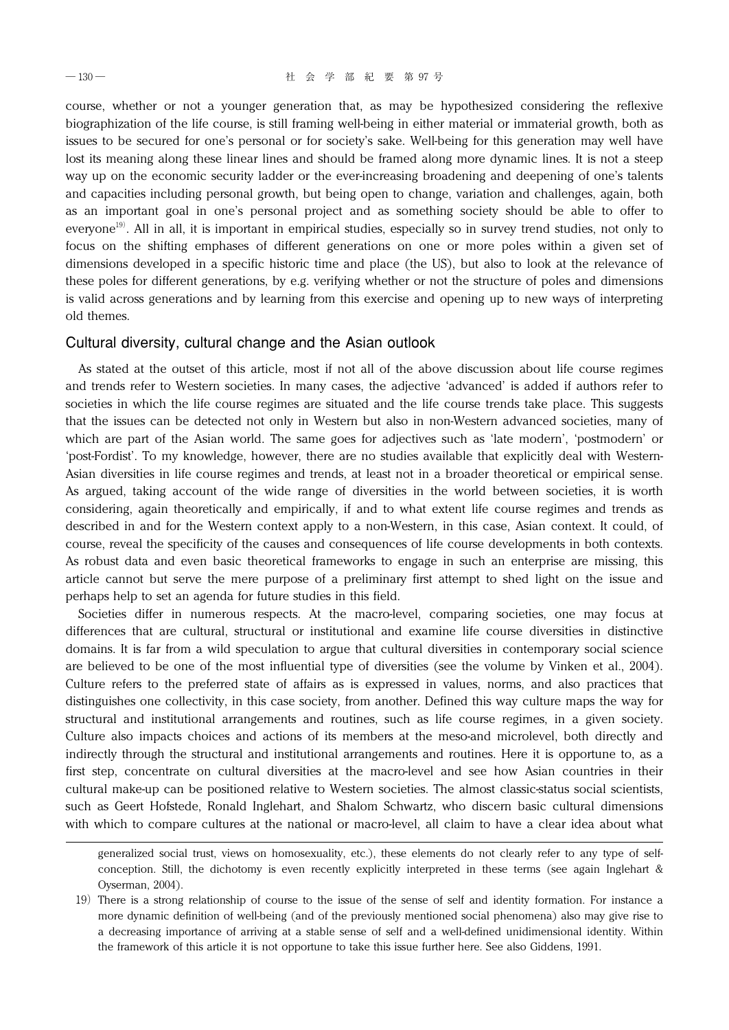course, whether or not a younger generation that, as may be hypothesized considering the reflexive biographization of the life course, is still framing well-being in either material or immaterial growth, both as issues to be secured for one's personal or for society's sake. Well-being for this generation may well have lost its meaning along these linear lines and should be framed along more dynamic lines. It is not a steep way up on the economic security ladder or the ever-increasing broadening and deepening of one's talents and capacities including personal growth, but being open to change, variation and challenges, again, both as an important goal in one's personal project and as something society should be able to offer to everyone[19]. All in all, it is important in empirical studies, especially so in survey trend studies, not only to focus on the shifting emphases of different generations on one or more poles within a given set of dimensions developed in a specific historic time and place (the US), but also to look at the relevance of these poles for different generations, by e.g. verifying whether or not the structure of poles and dimensions is valid across generations and by learning from this exercise and opening up to new ways of interpreting old themes.

## Cultural diversity, cultural change and the Asian outlook

As stated at the outset of this article, most if not all of the above discussion about life course regimes and trends refer to Western societies. In many cases, the adjective 'advanced' is added if authors refer to societies in which the life course regimes are situated and the life course trends take place. This suggests that the issues can be detected not only in Western but also in non-Western advanced societies, many of which are part of the Asian world. The same goes for adjectives such as 'late modern', 'postmodern' or 'post-Fordist'. To my knowledge, however, there are no studies available that explicitly deal with Western-Asian diversities in life course regimes and trends, at least not in a broader theoretical or empirical sense. As argued, taking account of the wide range of diversities in the world between societies, it is worth considering, again theoretically and empirically, if and to what extent life course regimes and trends as described in and for the Western context apply to a non-Western, in this case, Asian context. It could, of course, reveal the specificity of the causes and consequences of life course developments in both contexts. As robust data and even basic theoretical frameworks to engage in such an enterprise are missing, this article cannot but serve the mere purpose of a preliminary first attempt to shed light on the issue and perhaps help to set an agenda for future studies in this field.

Societies differ in numerous respects. At the macro-level, comparing societies, one may focus at differences that are cultural, structural or institutional and examine life course diversities in distinctive domains. It is far from a wild speculation to argue that cultural diversities in contemporary social science are believed to be one of the most influential type of diversities (see the volume by Vinken et al., 2004). Culture refers to the preferred state of affairs as is expressed in values, norms, and also practices that distinguishes one collectivity, in this case society, from another. Defined this way culture maps the way for structural and institutional arrangements and routines, such as life course regimes, in a given society. Culture also impacts choices and actions of its members at the meso-and microlevel, both directly and indirectly through the structural and institutional arrangements and routines. Here it is opportune to, as a first step, concentrate on cultural diversities at the macro-level and see how Asian countries in their cultural make-up can be positioned relative to Western societies. The almost classic-status social scientists, such as Geert Hofstede, Ronald Inglehart, and Shalom Schwartz, who discern basic cultural dimensions with which to compare cultures at the national or macro-level, all claim to have a clear idea about what

---

generalized social trust, views on homosexuality, etc.), these elements do not clearly refer to any type of self-conception. Still, the dichotomy is even recently explicitly interpreted in these terms (see again Inglehart & Oyserman, 2004).

19) There is a strong relationship of course to the issue of the sense of self and identity formation. For instance a more dynamic definition of well-being (and of the previously mentioned social phenomena) also may give rise to a decreasing importance of arriving at a stable sense of self and a well-defined unidimensional identity. Within the framework of this article it is not opportune to take this issue further here. See also Giddens, 1991.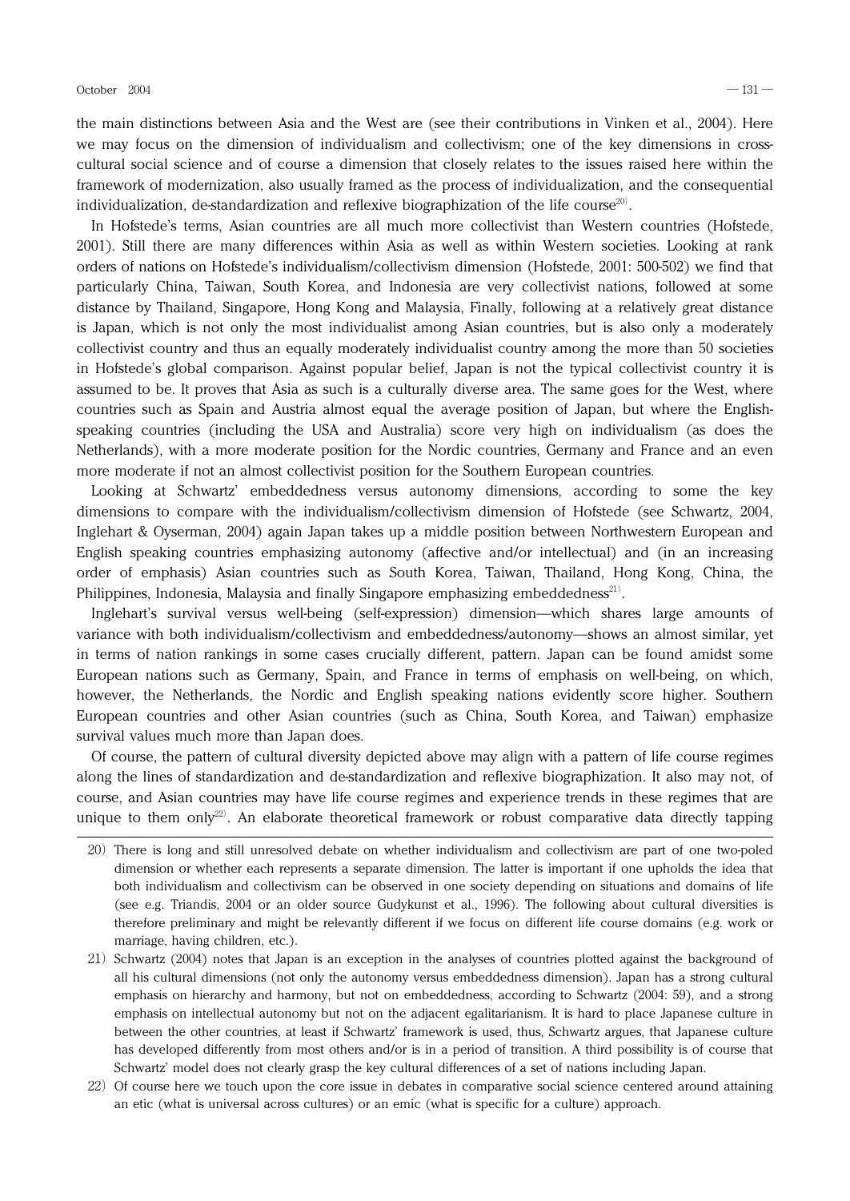the main distinctions between Asia and the West are (see their contributions in Vinken et al., 2004). Here we may focus on the dimension of individualism and collectivism; one of the key dimensions in cross-cultural social science and of course a dimension that closely relates to the issues raised here within the framework of modernization, also usually framed as the process of individualization, and the consequential individualization, de-standardization and reflexive biographization of the life course[20].

In Hofstede's terms, Asian countries are all much more collectivist than Western countries (Hofstede, 2001). Still there are many differences within Asia as well as within Western societies. Looking at rank orders of nations on Hofstede's individualism/collectivism dimension (Hofstede, 2001: 500-502) we find that particularly China, Taiwan, South Korea, and Indonesia are very collectivist nations, followed at some distance by Thailand, Singapore, Hong Kong and Malaysia, Finally, following at a relatively great distance is Japan, which is not only the most individualist among Asian countries, but is also only a moderately collectivist country and thus an equally moderately individualist country among the more than 50 societies in Hofstede's global comparison. Against popular belief, Japan is not the typical collectivist country it is assumed to be. It proves that Asia as such is a culturally diverse area. The same goes for the West, where countries such as Spain and Austria almost equal the average position of Japan, but where the English-speaking countries (including the USA and Australia) score very high on individualism (as does the Netherlands), with a more moderate position for the Nordic countries, Germany and France and an even more moderate if not an almost collectivist position for the Southern European countries.

Looking at Schwartz' embeddedness versus autonomy dimensions, according to some the key dimensions to compare with the individualism/collectivism dimension of Hofstede (see Schwartz, 2004, Inglehart & Oyserman, 2004) again Japan takes up a middle position between Northwestern European and English speaking countries emphasizing autonomy (affective and/or intellectual) and (in an increasing order of emphasis) Asian countries such as South Korea, Taiwan, Thailand, Hong Kong, China, the Philippines, Indonesia, Malaysia and finally Singapore emphasizing embeddedness[21].

Inglehart's survival versus well-being (self-expression) dimension—which shares large amounts of variance with both individualism/collectivism and embeddedness/autonomy—shows an almost similar, yet in terms of nation rankings in some cases crucially different, pattern. Japan can be found amidst some European nations such as Germany, Spain, and France in terms of emphasis on well-being, on which, however, the Netherlands, the Nordic and English speaking nations evidently score higher. Southern European countries and other Asian countries (such as China, South Korea, and Taiwan) emphasize survival values much more than Japan does.

Of course, the pattern of cultural diversity depicted above may align with a pattern of life course regimes along the lines of standardization and de-standardization and reflexive biographization. It also may not, of course, and Asian countries may have life course regimes and experience trends in these regimes that are unique to them only[22]. An elaborate theoretical framework or robust comparative data directly tapping

---

20) There is long and still unresolved debate on whether individualism and collectivism are part of one two-poled dimension or whether each represents a separate dimension. The latter is important if one upholds the idea that both individualism and collectivism can be observed in one society depending on situations and domains of life (see e.g. Triandis, 2004 or an older source Gudykunst et al., 1996). The following about cultural diversities is therefore preliminary and might be relevantly different if we focus on different life course domains (e.g. work or marriage, having children, etc.).

21) Schwartz (2004) notes that Japan is an exception in the analyses of countries plotted against the background of all his cultural dimensions (not only the autonomy versus embeddedness dimension). Japan has a strong cultural emphasis on hierarchy and harmony, but not on embeddedness, according to Schwartz (2004: 59), and a strong emphasis on intellectual autonomy but not on the adjacent egalitarianism. It is hard to place Japanese culture in between the other countries, at least if Schwartz' framework is used, thus, Schwartz argues, that Japanese culture has developed differently from most others and/or is in a period of transition. A third possibility is of course that Schwartz' model does not clearly grasp the key cultural differences of a set of nations including Japan.

22) Of course here we touch upon the core issue in debates in comparative social science centered around attaining an etic (what is universal across cultures) or an emic (what is specific for a culture) approach.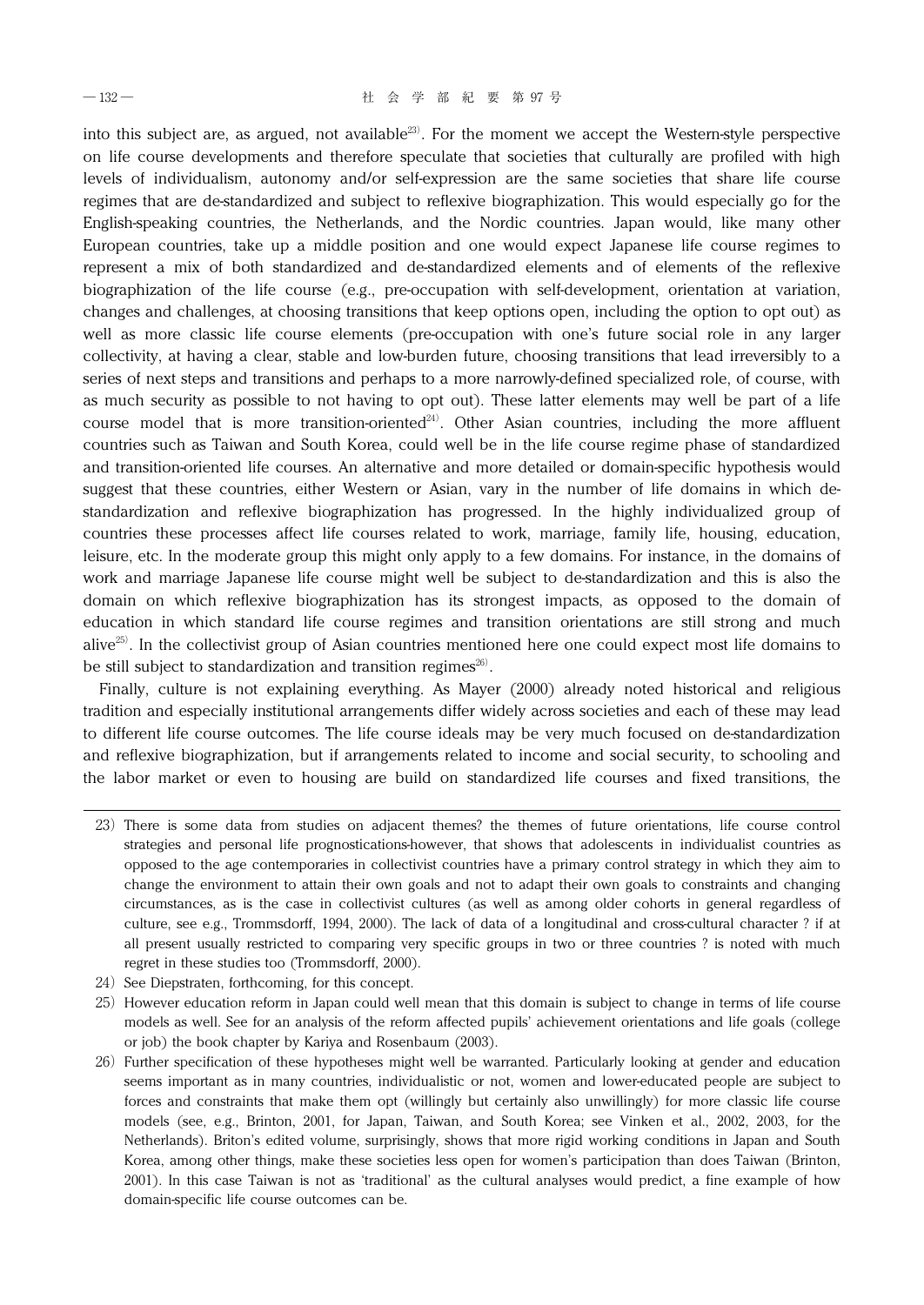into this subject are, as argued, not available[23]. For the moment we accept the Western-style perspective on life course developments and therefore speculate that societies that culturally are profiled with high levels of individualism, autonomy and/or self-expression are the same societies that share life course regimes that are de-standardized and subject to reflexive biographization. This would especially go for the English-speaking countries, the Netherlands, and the Nordic countries. Japan would, like many other European countries, take up a middle position and one would expect Japanese life course regimes to represent a mix of both standardized and de-standardized elements and of elements of the reflexive biographization of the life course (e.g., pre-occupation with self-development, orientation at variation, changes and challenges, at choosing transitions that keep options open, including the option to opt out) as well as more classic life course elements (pre-occupation with one's future social role in any larger collectivity, at having a clear, stable and low-burden future, choosing transitions that lead irreversibly to a series of next steps and transitions and perhaps to a more narrowly-defined specialized role, of course, with as much security as possible to not having to opt out). These latter elements may well be part of a life course model that is more transition-oriented[24]. Other Asian countries, including the more affluent countries such as Taiwan and South Korea, could well be in the life course regime phase of standardized and transition-oriented life courses. An alternative and more detailed or domain-specific hypothesis would suggest that these countries, either Western or Asian, vary in the number of life domains in which de-standardization and reflexive biographization has progressed. In the highly individualized group of countries these processes affect life courses related to work, marriage, family life, housing, education, leisure, etc. In the moderate group this might only apply to a few domains. For instance, in the domains of work and marriage Japanese life course might well be subject to de-standardization and this is also the domain on which reflexive biographization has its strongest impacts, as opposed to the domain of education in which standard life course regimes and transition orientations are still strong and much alive[25]. In the collectivist group of Asian countries mentioned here one could expect most life domains to be still subject to standardization and transition regimes[26].

Finally, culture is not explaining everything. As Mayer (2000) already noted historical and religious tradition and especially institutional arrangements differ widely across societies and each of these may lead to different life course outcomes. The life course ideals may be very much focused on de-standardization and reflexive biographization, but if arrangements related to income and social security, to schooling and the labor market or even to housing are build on standardized life courses and fixed transitions, the

---

23) There is some data from studies on adjacent themes? the themes of future orientations, life course control strategies and personal life prognostications-however, that shows that adolescents in individualist countries as opposed to the age contemporaries in collectivist countries have a primary control strategy in which they aim to change the environment to attain their own goals and not to adapt their own goals to constraints and changing circumstances, as is the case in collectivist cultures (as well as among older cohorts in general regardless of culture, see e.g., Trommsdorff, 1994, 2000). The lack of data of a longitudinal and cross-cultural character ? if at all present usually restricted to comparing very specific groups in two or three countries ? is noted with much regret in these studies too (Trommsdorff, 2000).

24) See Diepstraten, forthcoming, for this concept.

25) However education reform in Japan could well mean that this domain is subject to change in terms of life course models as well. See for an analysis of the reform affected pupils' achievement orientations and life goals (college or job) the book chapter by Kariya and Rosenbaum (2003).

26) Further specification of these hypotheses might well be warranted. Particularly looking at gender and education seems important as in many countries, individualistic or not, women and lower-educated people are subject to forces and constraints that make them opt (willingly but certainly also unwillingly) for more classic life course models (see, e.g., Brinton, 2001, for Japan, Taiwan, and South Korea; see Vinken et al., 2002, 2003, for the Netherlands). Briton's edited volume, surprisingly, shows that more rigid working conditions in Japan and South Korea, among other things, make these societies less open for women's participation than does Taiwan (Brinton, 2001). In this case Taiwan is not as 'traditional' as the cultural analyses would predict, a fine example of how domain-specific life course outcomes can be.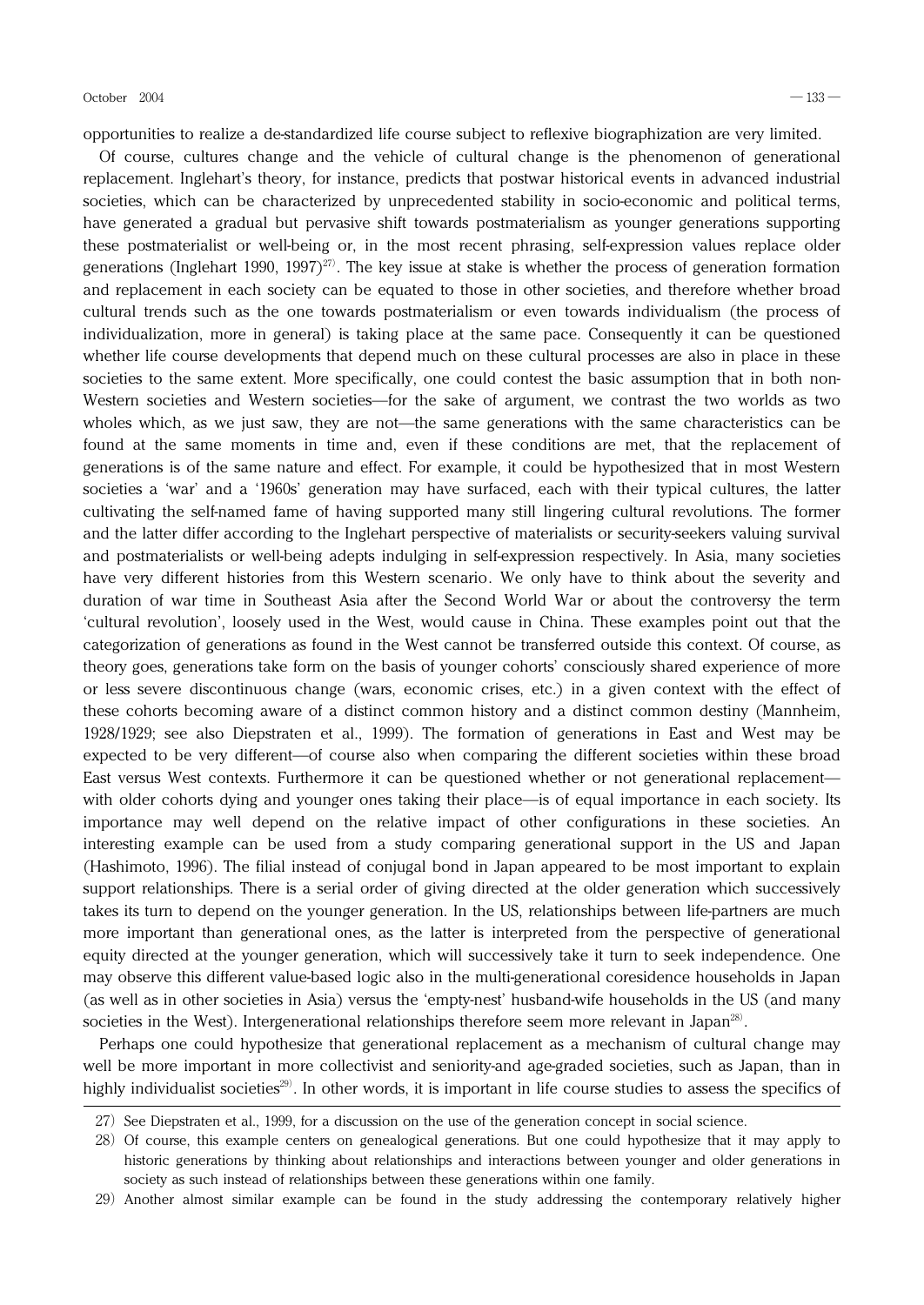opportunities to realize a de-standardized life course subject to reflexive biographization are very limited.

Of course, cultures change and the vehicle of cultural change is the phenomenon of generational replacement. Inglehart's theory, for instance, predicts that postwar historical events in advanced industrial societies, which can be characterized by unprecedented stability in socio-economic and political terms, have generated a gradual but pervasive shift towards postmaterialism as younger generations supporting these postmaterialist or well-being or, in the most recent phrasing, self-expression values replace older generations (Inglehart 1990, 1997)[27]. The key issue at stake is whether the process of generation formation and replacement in each society can be equated to those in other societies, and therefore whether broad cultural trends such as the one towards postmaterialism or even towards individualism (the process of individualization, more in general) is taking place at the same pace. Consequently it can be questioned whether life course developments that depend much on these cultural processes are also in place in these societies to the same extent. More specifically, one could contest the basic assumption that in both non-Western societies and Western societies—for the sake of argument, we contrast the two worlds as two wholes which, as we just saw, they are not—the same generations with the same characteristics can be found at the same moments in time and, even if these conditions are met, that the replacement of generations is of the same nature and effect. For example, it could be hypothesized that in most Western societies a 'war' and a '1960s' generation may have surfaced, each with their typical cultures, the latter cultivating the self-named fame of having supported many still lingering cultural revolutions. The former and the latter differ according to the Inglehart perspective of materialists or security-seekers valuing survival and postmaterialists or well-being adepts indulging in self-expression respectively. In Asia, many societies have very different histories from this Western scenario. We only have to think about the severity and duration of war time in Southeast Asia after the Second World War or about the controversy the term 'cultural revolution', loosely used in the West, would cause in China. These examples point out that the categorization of generations as found in the West cannot be transferred outside this context. Of course, as theory goes, generations take form on the basis of younger cohorts' consciously shared experience of more or less severe discontinuous change (wars, economic crises, etc.) in a given context with the effect of these cohorts becoming aware of a distinct common history and a distinct common destiny (Mannheim, 1928/1929; see also Diepstraten et al., 1999). The formation of generations in East and West may be expected to be very different—of course also when comparing the different societies within these broad East versus West contexts. Furthermore it can be questioned whether or not generational replacement—with older cohorts dying and younger ones taking their place—is of equal importance in each society. Its importance may well depend on the relative impact of other configurations in these societies. An interesting example can be used from a study comparing generational support in the US and Japan (Hashimoto, 1996). The filial instead of conjugal bond in Japan appeared to be most important to explain support relationships. There is a serial order of giving directed at the older generation which successively takes its turn to depend on the younger generation. In the US, relationships between life-partners are much more important than generational ones, as the latter is interpreted from the perspective of generational equity directed at the younger generation, which will successively take it turn to seek independence. One may observe this different value-based logic also in the multi-generational coresidence households in Japan (as well as in other societies in Asia) versus the 'empty-nest' husband-wife households in the US (and many societies in the West). Intergenerational relationships therefore seem more relevant in Japan[28].

Perhaps one could hypothesize that generational replacement as a mechanism of cultural change may well be more important in more collectivist and seniority-and age-graded societies, such as Japan, than in highly individualist societies[29]. In other words, it is important in life course studies to assess the specifics of

27) See Diepstraten et al., 1999, for a discussion on the use of the generation concept in social science.

28) Of course, this example centers on genealogical generations. But one could hypothesize that it may apply to historic generations by thinking about relationships and interactions between younger and older generations in society as such instead of relationships between these generations within one family.

29) Another almost similar example can be found in the study addressing the contemporary relatively higher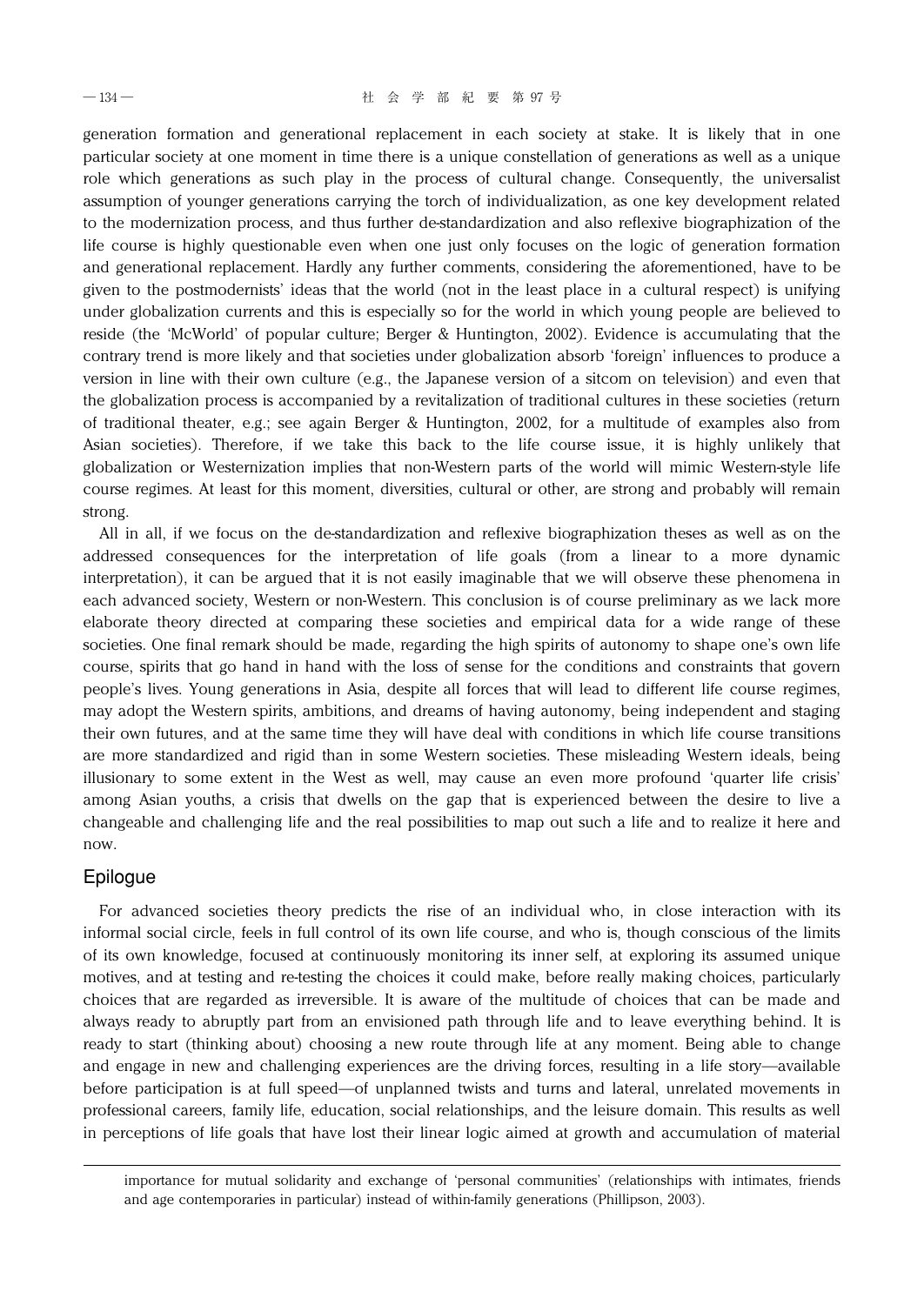generation formation and generational replacement in each society at stake. It is likely that in one particular society at one moment in time there is a unique constellation of generations as well as a unique role which generations as such play in the process of cultural change. Consequently, the universalist assumption of younger generations carrying the torch of individualization, as one key development related to the modernization process, and thus further de-standardization and also reflexive biographization of the life course is highly questionable even when one just only focuses on the logic of generation formation and generational replacement. Hardly any further comments, considering the aforementioned, have to be given to the postmodernists' ideas that the world (not in the least place in a cultural respect) is unifying under globalization currents and this is especially so for the world in which young people are believed to reside (the 'McWorld' of popular culture; Berger & Huntington, 2002). Evidence is accumulating that the contrary trend is more likely and that societies under globalization absorb 'foreign' influences to produce a version in line with their own culture (e.g., the Japanese version of a sitcom on television) and even that the globalization process is accompanied by a revitalization of traditional cultures in these societies (return of traditional theater, e.g.; see again Berger & Huntington, 2002, for a multitude of examples also from Asian societies). Therefore, if we take this back to the life course issue, it is highly unlikely that globalization or Westernization implies that non-Western parts of the world will mimic Western-style life course regimes. At least for this moment, diversities, cultural or other, are strong and probably will remain strong.

All in all, if we focus on the de-standardization and reflexive biographization theses as well as on the addressed consequences for the interpretation of life goals (from a linear to a more dynamic interpretation), it can be argued that it is not easily imaginable that we will observe these phenomena in each advanced society, Western or non-Western. This conclusion is of course preliminary as we lack more elaborate theory directed at comparing these societies and empirical data for a wide range of these societies. One final remark should be made, regarding the high spirits of autonomy to shape one's own life course, spirits that go hand in hand with the loss of sense for the conditions and constraints that govern people's lives. Young generations in Asia, despite all forces that will lead to different life course regimes, may adopt the Western spirits, ambitions, and dreams of having autonomy, being independent and staging their own futures, and at the same time they will have deal with conditions in which life course transitions are more standardized and rigid than in some Western societies. These misleading Western ideals, being illusionary to some extent in the West as well, may cause an even more profound 'quarter life crisis' among Asian youths, a crisis that dwells on the gap that is experienced between the desire to live a changeable and challenging life and the real possibilities to map out such a life and to realize it here and now.

## Epilogue

For advanced societies theory predicts the rise of an individual who, in close interaction with its informal social circle, feels in full control of its own life course, and who is, though conscious of the limits of its own knowledge, focused at continuously monitoring its inner self, at exploring its assumed unique motives, and at testing and re-testing the choices it could make, before really making choices, particularly choices that are regarded as irreversible. It is aware of the multitude of choices that can be made and always ready to abruptly part from an envisioned path through life and to leave everything behind. It is ready to start (thinking about) choosing a new route through life at any moment. Being able to change and engage in new and challenging experiences are the driving forces, resulting in a life story—available before participation is at full speed—of unplanned twists and turns and lateral, unrelated movements in professional careers, family life, education, social relationships, and the leisure domain. This results as well in perceptions of life goals that have lost their linear logic aimed at growth and accumulation of material

importance for mutual solidarity and exchange of 'personal communities' (relationships with intimates, friends and age contemporaries in particular) instead of within-family generations (Phillipson, 2003).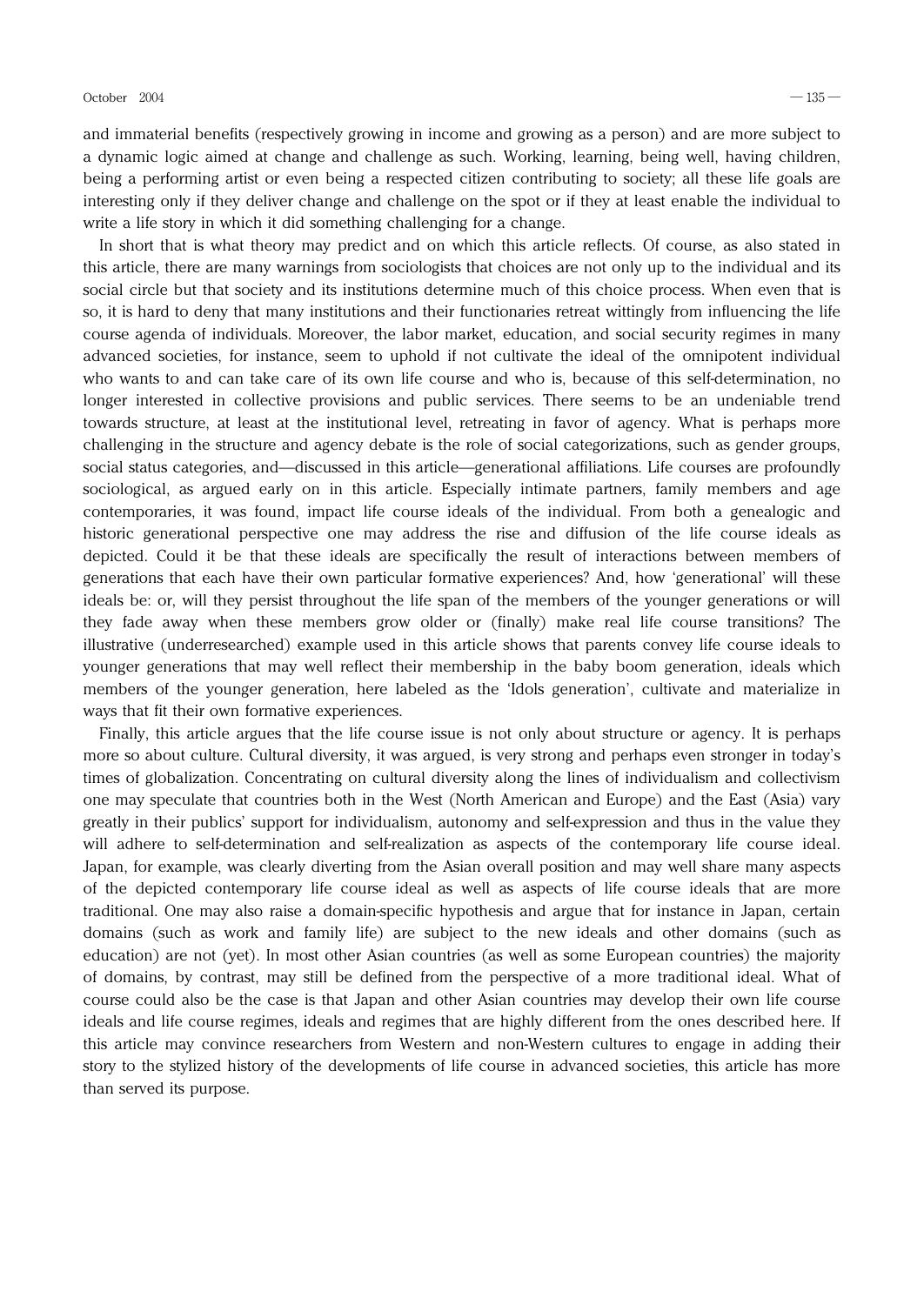and immaterial benefits (respectively growing in income and growing as a person) and are more subject to a dynamic logic aimed at change and challenge as such. Working, learning, being well, having children, being a performing artist or even being a respected citizen contributing to society; all these life goals are interesting only if they deliver change and challenge on the spot or if they at least enable the individual to write a life story in which it did something challenging for a change.

In short that is what theory may predict and on which this article reflects. Of course, as also stated in this article, there are many warnings from sociologists that choices are not only up to the individual and its social circle but that society and its institutions determine much of this choice process. When even that is so, it is hard to deny that many institutions and their functionaries retreat wittingly from influencing the life course agenda of individuals. Moreover, the labor market, education, and social security regimes in many advanced societies, for instance, seem to uphold if not cultivate the ideal of the omnipotent individual who wants to and can take care of its own life course and who is, because of this self-determination, no longer interested in collective provisions and public services. There seems to be an undeniable trend towards structure, at least at the institutional level, retreating in favor of agency. What is perhaps more challenging in the structure and agency debate is the role of social categorizations, such as gender groups, social status categories, and—discussed in this article—generational affiliations. Life courses are profoundly sociological, as argued early on in this article. Especially intimate partners, family members and age contemporaries, it was found, impact life course ideals of the individual. From both a genealogic and historic generational perspective one may address the rise and diffusion of the life course ideals as depicted. Could it be that these ideals are specifically the result of interactions between members of generations that each have their own particular formative experiences? And, how 'generational' will these ideals be: or, will they persist throughout the life span of the members of the younger generations or will they fade away when these members grow older or (finally) make real life course transitions? The illustrative (underresearched) example used in this article shows that parents convey life course ideals to younger generations that may well reflect their membership in the baby boom generation, ideals which members of the younger generation, here labeled as the 'Idols generation', cultivate and materialize in ways that fit their own formative experiences.

Finally, this article argues that the life course issue is not only about structure or agency. It is perhaps more so about culture. Cultural diversity, it was argued, is very strong and perhaps even stronger in today's times of globalization. Concentrating on cultural diversity along the lines of individualism and collectivism one may speculate that countries both in the West (North American and Europe) and the East (Asia) vary greatly in their publics' support for individualism, autonomy and self-expression and thus in the value they will adhere to self-determination and self-realization as aspects of the contemporary life course ideal. Japan, for example, was clearly diverting from the Asian overall position and may well share many aspects of the depicted contemporary life course ideal as well as aspects of life course ideals that are more traditional. One may also raise a domain-specific hypothesis and argue that for instance in Japan, certain domains (such as work and family life) are subject to the new ideals and other domains (such as education) are not (yet). In most other Asian countries (as well as some European countries) the majority of domains, by contrast, may still be defined from the perspective of a more traditional ideal. What of course could also be the case is that Japan and other Asian countries may develop their own life course ideals and life course regimes, ideals and regimes that are highly different from the ones described here. If this article may convince researchers from Western and non-Western cultures to engage in adding their story to the stylized history of the developments of life course in advanced societies, this article has more than served its purpose.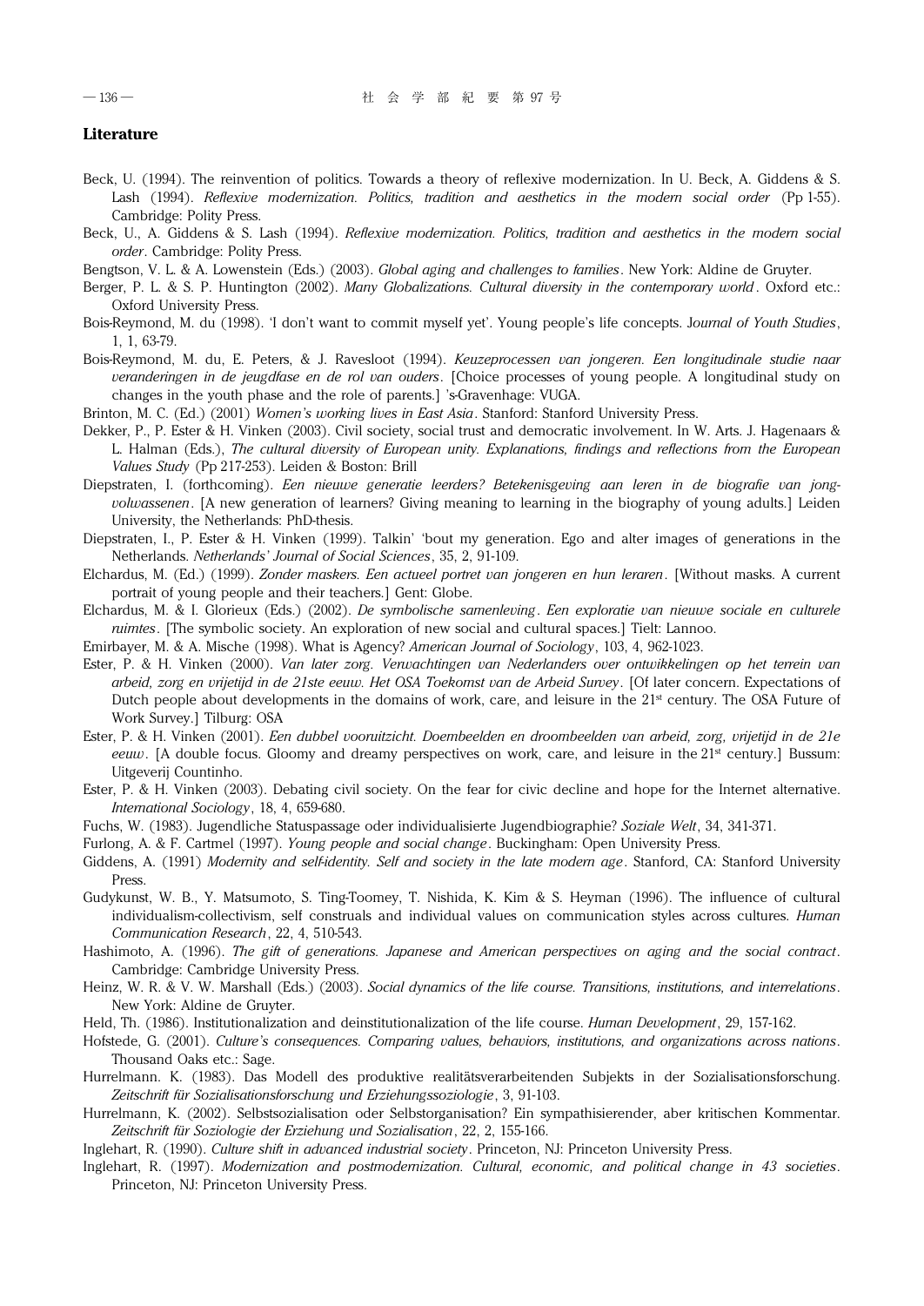## Literature

Beck, U. (1994). The reinvention of politics. Towards a theory of reflexive modernization. In U. Beck, A. Giddens & S. Lash (1994). *Reflexive modernization. Politics, tradition and aesthetics in the modern social order* (Pp 1-55). Cambridge: Polity Press.

Beck, U., A. Giddens & S. Lash (1994). *Reflexive modernization. Politics, tradition and aesthetics in the modern social order*. Cambridge: Polity Press.

Bengtson, V. L. & A. Lowenstein (Eds.) (2003). *Global aging and challenges to families*. New York: Aldine de Gruyter.

Berger, P. L. & S. P. Huntington (2002). *Many Globalizations. Cultural diversity in the contemporary world*. Oxford etc.: Oxford University Press.

Bois-Reymond, M. du (1998). 'I don't want to commit myself yet'. Young people's life concepts. J*ournal of Youth Studies*, 1, 1, 63-79.

Bois-Reymond, M. du, E. Peters, & J. Ravesloot (1994). *Keuzeprocessen van jongeren. Een longitudinale studie naar veranderingen in de jeugdfase en de rol van ouders*. [Choice processes of young people. A longitudinal study on changes in the youth phase and the role of parents.] 's-Gravenhage: VUGA.

Brinton, M. C. (Ed.) (2001) *Women's working lives in East Asia*. Stanford: Stanford University Press.

Dekker, P., P. Ester & H. Vinken (2003). Civil society, social trust and democratic involvement. In W. Arts. J. Hagenaars & L. Halman (Eds.), *The cultural diversity of European unity. Explanations, findings and reflections from the European Values Study* (Pp 217-253). Leiden & Boston: Brill

Diepstraten, I. (forthcoming). *Een nieuwe generatie leerders? Betekenisgeving aan leren in de biografie van jong-volwassenen*. [A new generation of learners? Giving meaning to learning in the biography of young adults.] Leiden University, the Netherlands: PhD-thesis.

Diepstraten, I., P. Ester & H. Vinken (1999). Talkin' 'bout my generation. Ego and alter images of generations in the Netherlands. *Netherlands' Journal of Social Sciences*, 35, 2, 91-109.

Elchardus, M. (Ed.) (1999). *Zonder maskers. Een actueel portret van jongeren en hun leraren*. [Without masks. A current portrait of young people and their teachers.] Gent: Globe.

Elchardus, M. & I. Glorieux (Eds.) (2002). *De symbolische samenleving. Een exploratie van nieuwe sociale en culturele ruimtes*. [The symbolic society. An exploration of new social and cultural spaces.] Tielt: Lannoo.

Emirbayer, M. & A. Mische (1998). What is Agency? *American Journal of Sociology*, 103, 4, 962-1023.

Ester, P. & H. Vinken (2000). *Van later zorg. Verwachtingen van Nederlanders over ontwikkelingen op het terrein van arbeid, zorg en vrijetijd in de 21ste eeuw. Het OSA Toekomst van de Arbeid Survey*. [Of later concern. Expectations of Dutch people about developments in the domains of work, care, and leisure in the 21st century. The OSA Future of Work Survey.] Tilburg: OSA

Ester, P. & H. Vinken (2001). *Een dubbel vooruitzicht. Doembeelden en droombeelden van arbeid, zorg, vrijetijd in de 21e eeuw*. [A double focus. Gloomy and dreamy perspectives on work, care, and leisure in the 21st century.] Bussum: Uitgeverij Countinho.

Ester, P. & H. Vinken (2003). Debating civil society. On the fear for civic decline and hope for the Internet alternative. *International Sociology*, 18, 4, 659-680.

Fuchs, W. (1983). Jugendliche Statuspassage oder individualisierte Jugendbiographie? *Soziale Welt*, 34, 341-371.

Furlong, A. & F. Cartmel (1997). *Young people and social change*. Buckingham: Open University Press.

Giddens, A. (1991) *Modernity and self-identity. Self and society in the late modern age*. Stanford, CA: Stanford University Press.

Gudykunst, W. B., Y. Matsumoto, S. Ting-Toomey, T. Nishida, K. Kim & S. Heyman (1996). The influence of cultural individualism-collectivism, self construals and individual values on communication styles across cultures. *Human Communication Research*, 22, 4, 510-543.

Hashimoto, A. (1996). *The gift of generations. Japanese and American perspectives on aging and the social contract*. Cambridge: Cambridge University Press.

Heinz, W. R. & V. W. Marshall (Eds.) (2003). *Social dynamics of the life course. Transitions, institutions, and interrelations*. New York: Aldine de Gruyter.

Held, Th. (1986). Institutionalization and deinstitutionalization of the life course. *Human Development*, 29, 157-162.

Hofstede, G. (2001). *Culture's consequences. Comparing values, behaviors, institutions, and organizations across nations*. Thousand Oaks etc.: Sage.

Hurrelmann. K. (1983). Das Modell des produktive realitätsverarbeitenden Subjekts in der Sozialisationsforschung. *Zeitschrift für Sozialisationsforschung und Erziehungssoziologie*, 3, 91-103.

Hurrelmann, K. (2002). Selbstsozialisation oder Selbstorganisation? Ein sympathisierender, aber kritischen Kommentar. *Zeitschrift für Soziologie der Erziehung und Sozialisation*, 22, 2, 155-166.

Inglehart, R. (1990). *Culture shift in advanced industrial society*. Princeton, NJ: Princeton University Press.

Inglehart, R. (1997). *Modernization and postmodernization. Cultural, economic, and political change in 43 societies*. Princeton, NJ: Princeton University Press.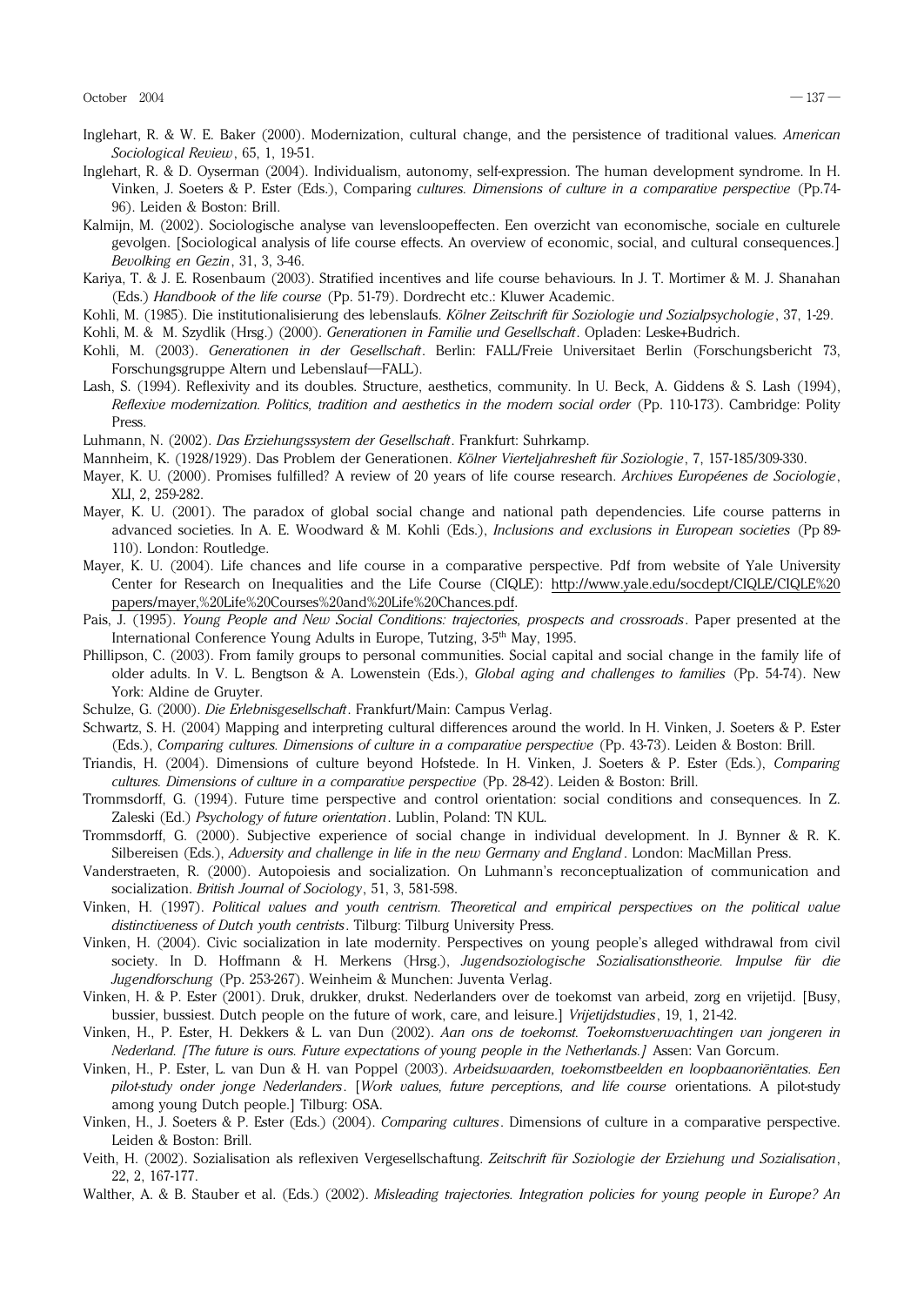Inglehart, R. & W. E. Baker (2000). Modernization, cultural change, and the persistence of traditional values. *American Sociological Review*, 65, 1, 19-51.

Inglehart, R. & D. Oyserman (2004). Individualism, autonomy, self-expression. The human development syndrome. In H. Vinken, J. Soeters & P. Ester (Eds.), Comparing *cultures. Dimensions of culture in a comparative perspective* (Pp.74-96). Leiden & Boston: Brill.

Kalmijn, M. (2002). Sociologische analyse van levensloopeffecten. Een overzicht van economische, sociale en culturele gevolgen. [Sociological analysis of life course effects. An overview of economic, social, and cultural consequences.] *Bevolking en Gezin*, 31, 3, 3-46.

Kariya, T. & J. E. Rosenbaum (2003). Stratified incentives and life course behaviours. In J. T. Mortimer & M. J. Shanahan (Eds.) *Handbook of the life course* (Pp. 51-79). Dordrecht etc.: Kluwer Academic.

Kohli, M. (1985). Die institutionalisierung des lebenslaufs. *Kölner Zeitschrift für Soziologie und Sozialpsychologie*, 37, 1-29.

Kohli, M. & M. Szydlik (Hrsg.) (2000). *Generationen in Familie und Gesellschaft*. Opladen: Leske+Budrich.

Kohli, M. (2003). *Generationen in der Gesellschaft*. Berlin: FALL/Freie Universitaet Berlin (Forschungsbericht 73, Forschungsgruppe Altern und Lebenslauf—FALL).

Lash, S. (1994). Reflexivity and its doubles. Structure, aesthetics, community. In U. Beck, A. Giddens & S. Lash (1994), *Reflexive modernization. Politics, tradition and aesthetics in the modern social order* (Pp. 110-173). Cambridge: Polity Press.

Luhmann, N. (2002). *Das Erziehungssystem der Gesellschaft*. Frankfurt: Suhrkamp.

Mannheim, K. (1928/1929). Das Problem der Generationen. *Kölner Vierteljahresheft für Soziologie*, 7, 157-185/309-330.

Mayer, K. U. (2000). Promises fulfilled? A review of 20 years of life course research. *Archives Européenes de Sociologie*, XLI, 2, 259-282.

Mayer, K. U. (2001). The paradox of global social change and national path dependencies. Life course patterns in advanced societies. In A. E. Woodward & M. Kohli (Eds.), *Inclusions and exclusions in European societies* (Pp 89-110). London: Routledge.

Mayer, K. U. (2004). Life chances and life course in a comparative perspective. Pdf from website of Yale University Center for Research on Inequalities and the Life Course (CIQLE): http://www.yale.edu/socdept/CIQLE/CIQLE%20papers/mayer,%20Life%20Courses%20and%20Life%20Chances.pdf.

Pais, J. (1995). *Young People and New Social Conditions: trajectories, prospects and crossroads*. Paper presented at the International Conference Young Adults in Europe, Tutzing, 3-5th May, 1995.

Phillipson, C. (2003). From family groups to personal communities. Social capital and social change in the family life of older adults. In V. L. Bengtson & A. Lowenstein (Eds.), *Global aging and challenges to families* (Pp. 54-74). New York: Aldine de Gruyter.

Schulze, G. (2000). *Die Erlebnisgesellschaft*. Frankfurt/Main: Campus Verlag.

Schwartz, S. H. (2004) Mapping and interpreting cultural differences around the world. In H. Vinken, J. Soeters & P. Ester (Eds.), *Comparing cultures. Dimensions of culture in a comparative perspective* (Pp. 43-73). Leiden & Boston: Brill.

Triandis, H. (2004). Dimensions of culture beyond Hofstede. In H. Vinken, J. Soeters & P. Ester (Eds.), *Comparing cultures. Dimensions of culture in a comparative perspective* (Pp. 28-42). Leiden & Boston: Brill.

Trommsdorff, G. (1994). Future time perspective and control orientation: social conditions and consequences. In Z. Zaleski (Ed.) *Psychology of future orientation*. Lublin, Poland: TN KUL.

Trommsdorff, G. (2000). Subjective experience of social change in individual development. In J. Bynner & R. K. Silbereisen (Eds.), *Adversity and challenge in life in the new Germany and England*. London: MacMillan Press.

Vanderstraeten, R. (2000). Autopoiesis and socialization. On Luhmann's reconceptualization of communication and socialization. *British Journal of Sociology*, 51, 3, 581-598.

Vinken, H. (1997). *Political values and youth centrism. Theoretical and empirical perspectives on the political value distinctiveness of Dutch youth centrists*. Tilburg: Tilburg University Press.

Vinken, H. (2004). Civic socialization in late modernity. Perspectives on young people's alleged withdrawal from civil society. In D. Hoffmann & H. Merkens (Hrsg.), *Jugendsoziologische Sozialisationstheorie. Impulse für die Jugendforschung* (Pp. 253-267). Weinheim & Munchen: Juventa Verlag.

Vinken, H. & P. Ester (2001). Druk, drukker, drukst. Nederlanders over de toekomst van arbeid, zorg en vrijetijd. [Busy, bussier, bussiest. Dutch people on the future of work, care, and leisure.] *Vrijetijdstudies*, 19, 1, 21-42.

Vinken, H., P. Ester, H. Dekkers & L. van Dun (2002). *Aan ons de toekomst. Toekomstverwachtingen van jongeren in Nederland. [The future is ours. Future expectations of young people in the Netherlands.]* Assen: Van Gorcum.

Vinken, H., P. Ester, L. van Dun & H. van Poppel (2003). *Arbeidswaarden, toekomstbeelden en loopbaanoriëntaties. Een pilot-study onder jonge Nederlanders*. [*Work values, future perceptions, and life course* orientations. A pilot-study among young Dutch people.] Tilburg: OSA.

Vinken, H., J. Soeters & P. Ester (Eds.) (2004). *Comparing cultures*. Dimensions of culture in a comparative perspective. Leiden & Boston: Brill.

Veith, H. (2002). Sozialisation als reflexiven Vergesellschaftung. *Zeitschrift für Soziologie der Erziehung und Sozialisation*, 22, 2, 167-177.

Walther, A. & B. Stauber et al. (Eds.) (2002). *Misleading trajectories. Integration policies for young people in Europe? An*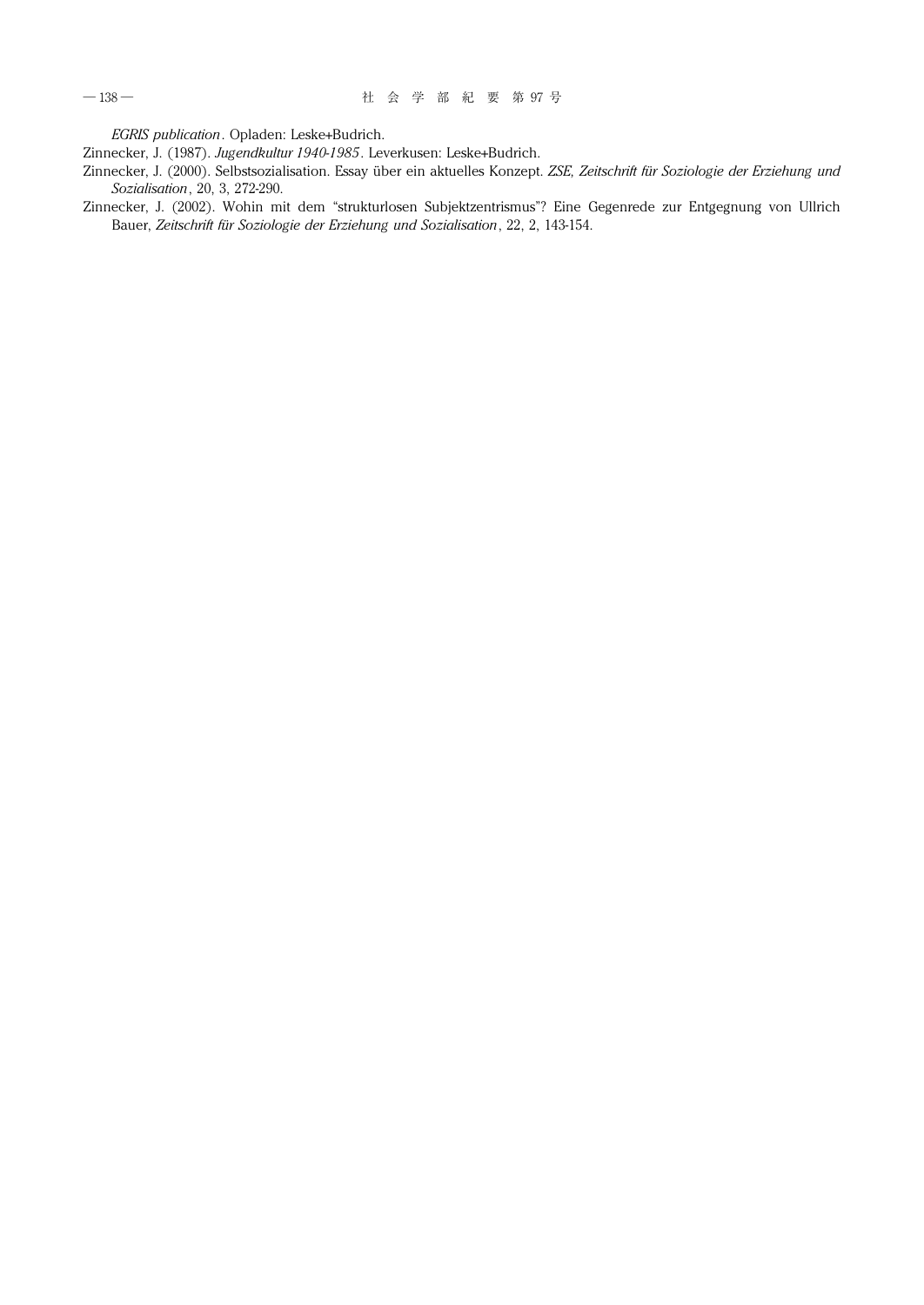*EGRIS publication*. Opladen: Leske+Budrich.

Zinnecker, J. (1987). *Jugendkultur 1940-1985*. Leverkusen: Leske+Budrich.

Zinnecker, J. (2000). Selbstsozialisation. Essay über ein aktuelles Konzept. *ZSE, Zeitschrift für Soziologie der Erziehung und Sozialisation*, 20, 3, 272-290.

Zinnecker, J. (2002). Wohin mit dem "strukturlosen Subjektzentrismus"? Eine Gegenrede zur Entgegnung von Ullrich Bauer, *Zeitschrift für Soziologie der Erziehung und Sozialisation*, 22, 2, 143-154.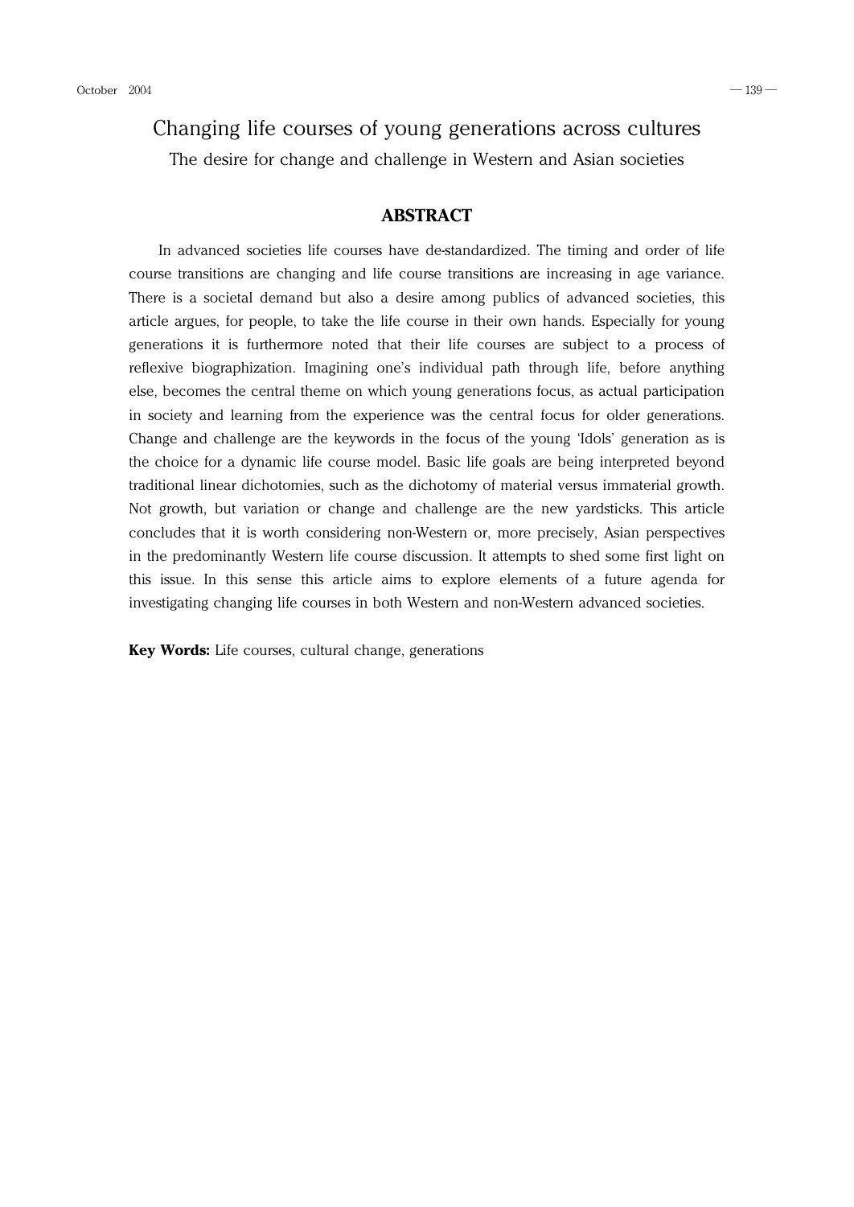# Changing life courses of young generations across cultures

The desire for change and challenge in Western and Asian societies

## ABSTRACT

In advanced societies life courses have de-standardized. The timing and order of life course transitions are changing and life course transitions are increasing in age variance. There is a societal demand but also a desire among publics of advanced societies, this article argues, for people, to take the life course in their own hands. Especially for young generations it is furthermore noted that their life courses are subject to a process of reflexive biographization. Imagining one's individual path through life, before anything else, becomes the central theme on which young generations focus, as actual participation in society and learning from the experience was the central focus for older generations. Change and challenge are the keywords in the focus of the young 'Idols' generation as is the choice for a dynamic life course model. Basic life goals are being interpreted beyond traditional linear dichotomies, such as the dichotomy of material versus immaterial growth. Not growth, but variation or change and challenge are the new yardsticks. This article concludes that it is worth considering non-Western or, more precisely, Asian perspectives in the predominantly Western life course discussion. It attempts to shed some first light on this issue. In this sense this article aims to explore elements of a future agenda for investigating changing life courses in both Western and non-Western advanced societies.

**Key Words:** Life courses, cultural change, generations